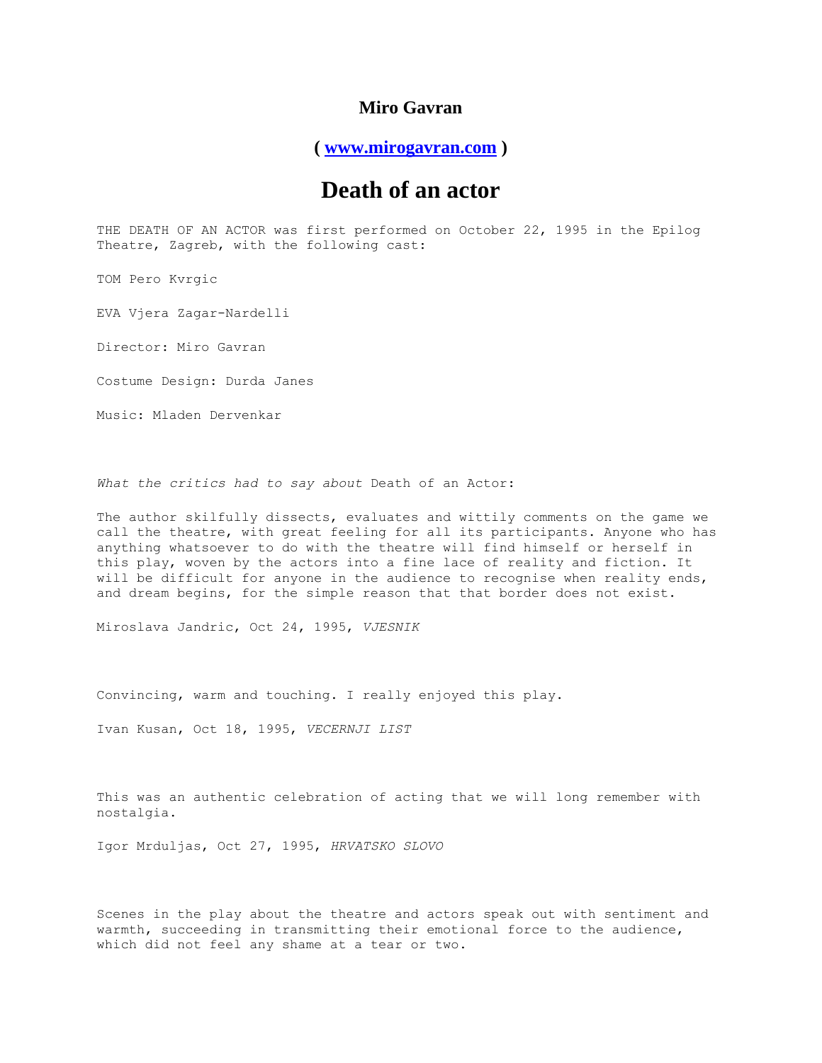**Miro Gavran**

**( [www.mirogavran.com](http://www.mirogavran.com) )**

# Death of an actor

THE DEATH OF AN ACTOR was first performed on October 22, 1995 in the Epilog Theatre, Zagreb, with the following cast:

TOM Pero Kvrgic

EVA Vjera Zagar-Nardelli

Director: Miro Gavran

Costume Design: Durda Janes

Music: Mladen Dervenkar

*What the critics had to say about* Death of an Actor:

The author skilfully dissects, evaluates and wittily comments on the game we call the theatre, with great feeling for all its participants. Anyone who has anything whatsoever to do with the theatre will find himself or herself in this play, woven by the actors into a fine lace of reality and fiction. It will be difficult for anyone in the audience to recognise when reality ends, and dream begins, for the simple reason that that border does not exist.

Miroslava Jandric, Oct 24, 1995, *VJESNIK*

Convincing, warm and touching. I really enjoyed this play.

Ivan Kusan, Oct 18, 1995, *VECERNJI LIST*

This was an authentic celebration of acting that we will long remember with nostalgia.

Igor Mrduljas, Oct 27, 1995, *HRVATSKO SLOVO*

Scenes in the play about the theatre and actors speak out with sentiment and warmth, succeeding in transmitting their emotional force to the audience, which did not feel any shame at a tear or two.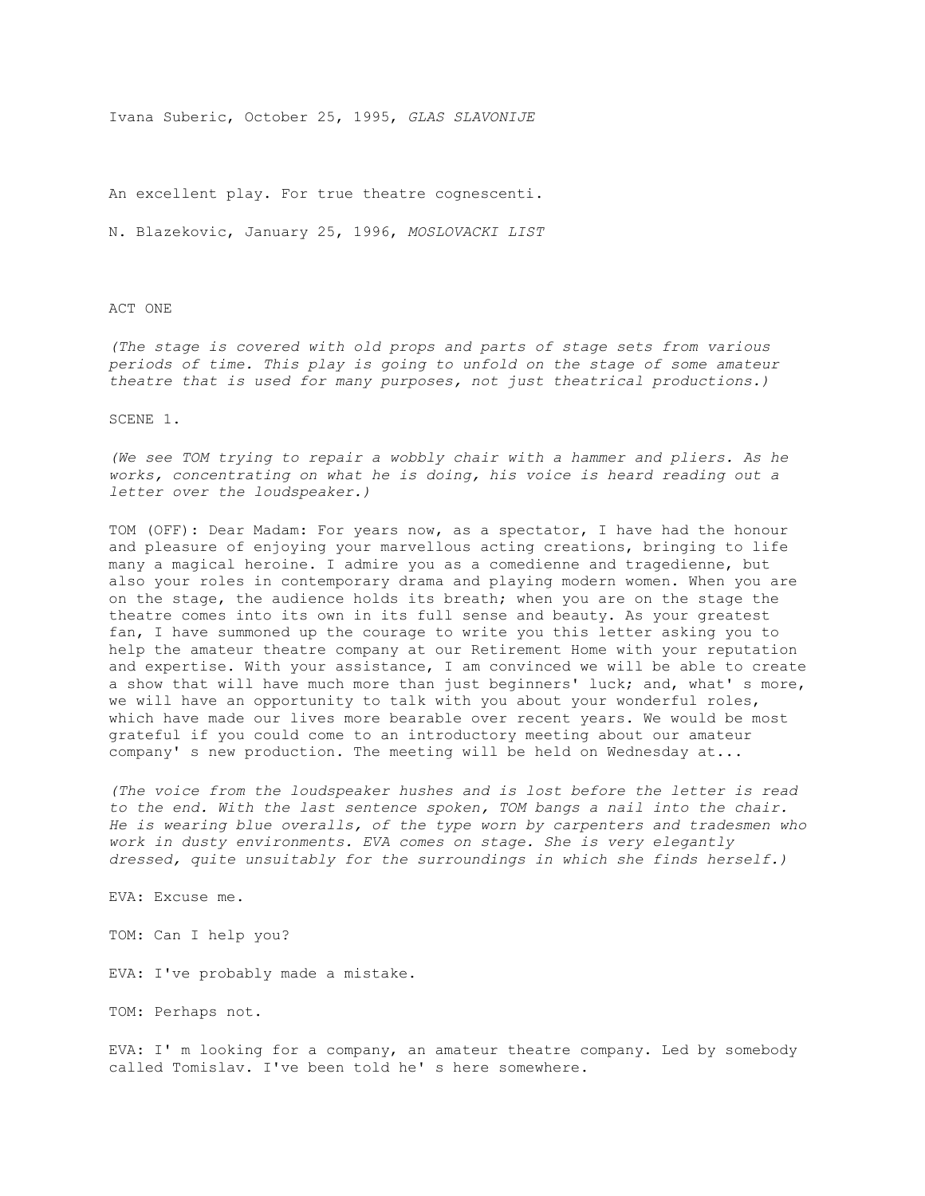Ivana Suberic, October 25, 1995, *GLAS SLAVONIJE*

An excellent play. For true theatre cognescenti.

N. Blazekovic, January 25, 1996, *MOSLOVACKI LIST*

## ACT ONE

*(The stage is covered with old props and parts of stage sets from various periods of time. This play is going to unfold on the stage of some amateur theatre that is used for many purposes, not just theatrical productions.)*

### SCENE 1.

*(We see TOM trying to repair a wobbly chair with a hammer and pliers. As he works, concentrating on what he is doing, his voice is heard reading out a letter over the loudspeaker.)*

TOM (OFF): Dear Madam: For years now, as a spectator, I have had the honour and pleasure of enjoying your marvellous acting creations, bringing to life many a magical heroine. I admire you as a comedienne and tragedienne, but also your roles in contemporary drama and playing modern women. When you are on the stage, the audience holds its breath; when you are on the stage the theatre comes into its own in its full sense and beauty. As your greatest fan, I have summoned up the courage to write you this letter asking you to help the amateur theatre company at our Retirement Home with your reputation and expertise. With your assistance, I am convinced we will be able to create a show that will have much more than just beginners' luck; and, what' s more, we will have an opportunity to talk with you about your wonderful roles, which have made our lives more bearable over recent years. We would be most grateful if you could come to an introductory meeting about our amateur company' s new production. The meeting will be held on Wednesday at...

*(The voice from the loudspeaker hushes and is lost before the letter is read to the end. With the last sentence spoken, TOM bangs a nail into the chair. He is wearing blue overalls, of the type worn by carpenters and tradesmen who work in dusty environments. EVA comes on stage. She is very elegantly dressed, quite unsuitably for the surroundings in which she finds herself.)*

EVA: Excuse me.

TOM: Can I help you?

EVA: I've probably made a mistake.

TOM: Perhaps not.

EVA: I' m looking for a company, an amateur theatre company. Led by somebody called Tomislav. I've been told he' s here somewhere.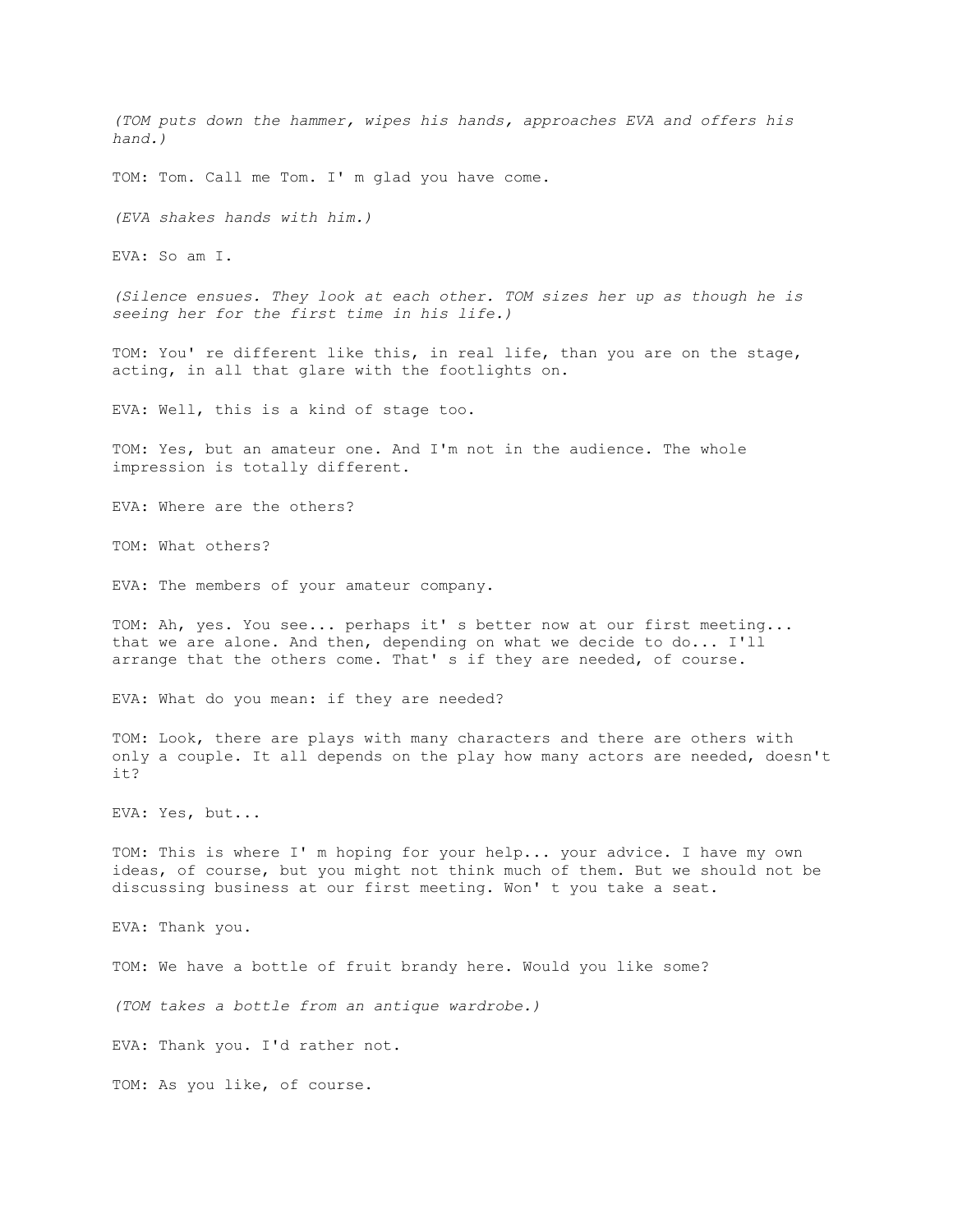*(TOM puts down the hammer, wipes his hands, approaches EVA and offers his hand.)*

TOM: Tom. Call me Tom. I' m glad you have come.

*(EVA shakes hands with him.)*

EVA: So am I.

*(Silence ensues. They look at each other. TOM sizes her up as though he is seeing her for the first time in his life.)*

TOM: You' re different like this, in real life, than you are on the stage, acting, in all that glare with the footlights on.

EVA: Well, this is a kind of stage too.

TOM: Yes, but an amateur one. And I'm not in the audience. The whole impression is totally different.

EVA: Where are the others?

TOM: What others?

EVA: The members of your amateur company.

TOM: Ah, yes. You see... perhaps it' s better now at our first meeting... that we are alone. And then, depending on what we decide to do... I'll arrange that the others come. That' s if they are needed, of course.

EVA: What do you mean: if they are needed?

TOM: Look, there are plays with many characters and there are others with only a couple. It all depends on the play how many actors are needed, doesn't it?

EVA: Yes, but...

TOM: This is where I' m hoping for your help... your advice. I have my own ideas, of course, but you might not think much of them. But we should not be discussing business at our first meeting. Won' t you take a seat.

EVA: Thank you.

TOM: We have a bottle of fruit brandy here. Would you like some?

*(TOM takes a bottle from an antique wardrobe.)*

EVA: Thank you. I'd rather not.

TOM: As you like, of course.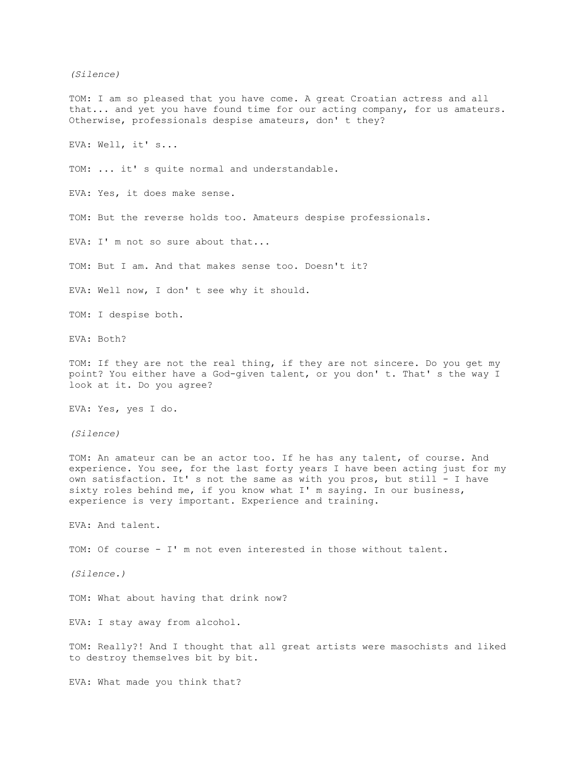*(Silence)*

TOM: I am so pleased that you have come. A great Croatian actress and all that... and yet you have found time for our acting company, for us amateurs. Otherwise, professionals despise amateurs, don' t they?

EVA: Well, it' s...

TOM: ... it' s quite normal and understandable.

EVA: Yes, it does make sense.

TOM: But the reverse holds too. Amateurs despise professionals.

EVA: I' m not so sure about that...

TOM: But I am. And that makes sense too. Doesn't it?

EVA: Well now, I don' t see why it should.

TOM: I despise both.

EVA: Both?

TOM: If they are not the real thing, if they are not sincere. Do you get my point? You either have a God-given talent, or you don' t. That' s the way I look at it. Do you agree?

EVA: Yes, yes I do.

*(Silence)*

TOM: An amateur can be an actor too. If he has any talent, of course. And experience. You see, for the last forty years I have been acting just for my own satisfaction. It' s not the same as with you pros, but still - I have sixty roles behind me, if you know what I' m saying. In our business, experience is very important. Experience and training.

EVA: And talent.

TOM: Of course - I' m not even interested in those without talent.

*(Silence.)*

TOM: What about having that drink now?

EVA: I stay away from alcohol.

TOM: Really?! And I thought that all great artists were masochists and liked to destroy themselves bit by bit.

EVA: What made you think that?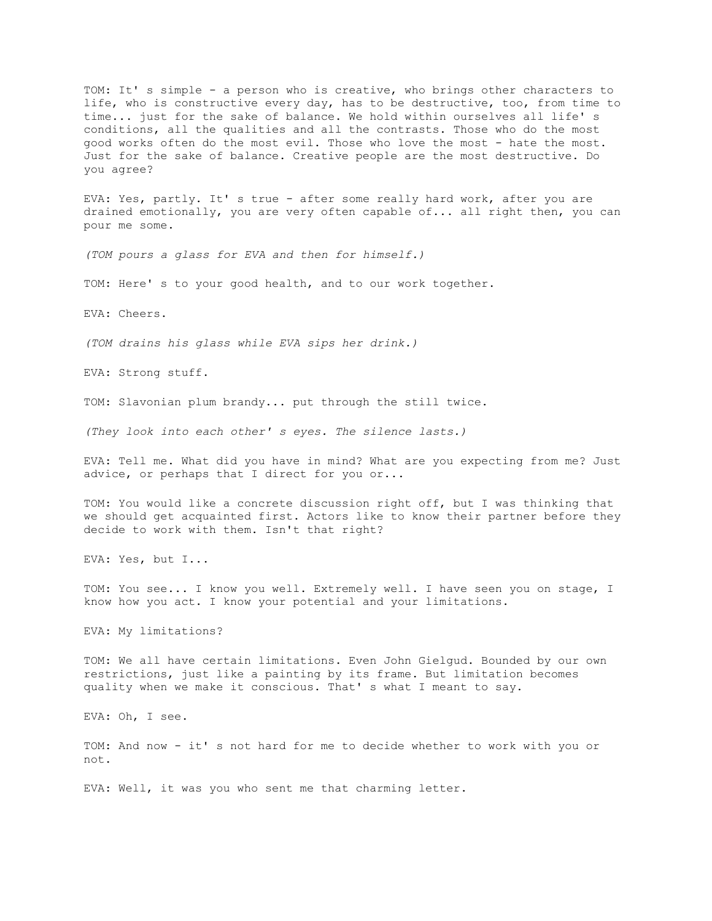TOM: It' s simple - a person who is creative, who brings other characters to life, who is constructive every day, has to be destructive, too, from time to time... just for the sake of balance. We hold within ourselves all life' s conditions, all the qualities and all the contrasts. Those who do the most good works often do the most evil. Those who love the most - hate the most. Just for the sake of balance. Creative people are the most destructive. Do you agree?

EVA: Yes, partly. It' s true - after some really hard work, after you are drained emotionally, you are very often capable of... all right then, you can pour me some.

*(TOM pours a glass for EVA and then for himself.)*

TOM: Here' s to your good health, and to our work together.

EVA: Cheers.

*(TOM drains his glass while EVA sips her drink.)*

EVA: Strong stuff.

TOM: Slavonian plum brandy... put through the still twice.

*(They look into each other' s eyes. The silence lasts.)*

EVA: Tell me. What did you have in mind? What are you expecting from me? Just advice, or perhaps that I direct for you or...

TOM: You would like a concrete discussion right off, but I was thinking that we should get acquainted first. Actors like to know their partner before they decide to work with them. Isn't that right?

EVA: Yes, but I...

TOM: You see... I know you well. Extremely well. I have seen you on stage, I know how you act. I know your potential and your limitations.

EVA: My limitations?

TOM: We all have certain limitations. Even John Gielgud. Bounded by our own restrictions, just like a painting by its frame. But limitation becomes quality when we make it conscious. That' s what I meant to say.

EVA: Oh, I see.

TOM: And now - it' s not hard for me to decide whether to work with you or not.

EVA: Well, it was you who sent me that charming letter.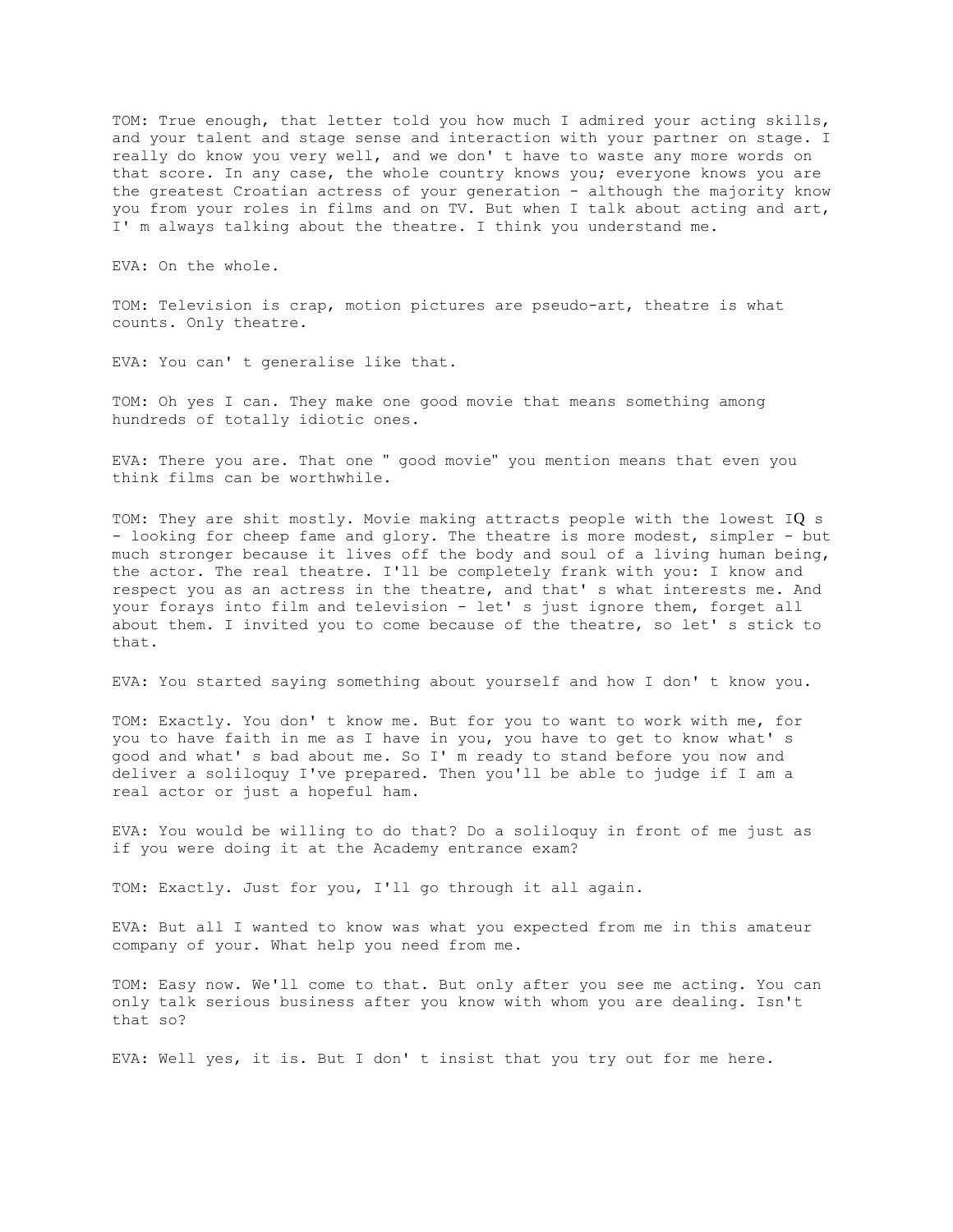TOM: True enough, that letter told you how much I admired your acting skills, and your talent and stage sense and interaction with your partner on stage. I really do know you very well, and we don' t have to waste any more words on that score. In any case, the whole country knows you; everyone knows you are the greatest Croatian actress of your generation - although the majority know you from your roles in films and on TV. But when I talk about acting and art, I' m always talking about the theatre. I think you understand me.

EVA: On the whole.

TOM: Television is crap, motion pictures are pseudo-art, theatre is what counts. Only theatre.

EVA: You can' t generalise like that.

TOM: Oh yes I can. They make one good movie that means something among hundreds of totally idiotic ones.

EVA: There you are. That one " good movie" you mention means that even you think films can be worthwhile.

TOM: They are shit mostly. Movie making attracts people with the lowest IQ s - looking for cheep fame and glory. The theatre is more modest, simpler - but much stronger because it lives off the body and soul of a living human being, the actor. The real theatre. I'll be completely frank with you: I know and respect you as an actress in the theatre, and that' s what interests me. And your forays into film and television - let' s just ignore them, forget all about them. I invited you to come because of the theatre, so let' s stick to that.

EVA: You started saying something about yourself and how I don' t know you.

TOM: Exactly. You don' t know me. But for you to want to work with me, for you to have faith in me as I have in you, you have to get to know what' s good and what' s bad about me. So I' m ready to stand before you now and deliver a soliloquy I've prepared. Then you'll be able to judge if I am a real actor or just a hopeful ham.

EVA: You would be willing to do that? Do a soliloquy in front of me just as if you were doing it at the Academy entrance exam?

TOM: Exactly. Just for you, I'll go through it all again.

EVA: But all I wanted to know was what you expected from me in this amateur company of your. What help you need from me.

TOM: Easy now. We'll come to that. But only after you see me acting. You can only talk serious business after you know with whom you are dealing. Isn't that so?

EVA: Well yes, it is. But I don' t insist that you try out for me here.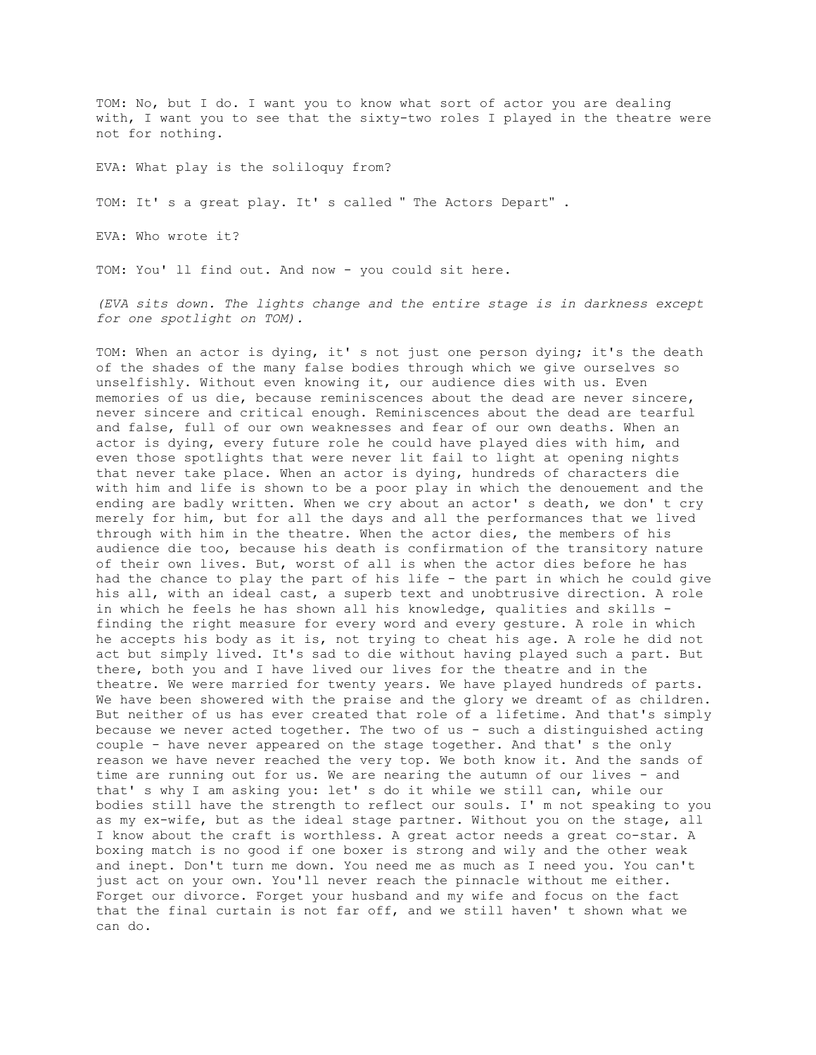TOM: No, but I do. I want you to know what sort of actor you are dealing with, I want you to see that the sixty-two roles I played in the theatre were not for nothing.

EVA: What play is the soliloquy from?

TOM: It' s a great play. It' s called " The Actors Depart" .

EVA: Who wrote it?

TOM: You' ll find out. And now - you could sit here.

*(EVA sits down. The lights change and the entire stage is in darkness except for one spotlight on TOM).*

TOM: When an actor is dying, it' s not just one person dying; it's the death of the shades of the many false bodies through which we give ourselves so unselfishly. Without even knowing it, our audience dies with us. Even memories of us die, because reminiscences about the dead are never sincere, never sincere and critical enough. Reminiscences about the dead are tearful and false, full of our own weaknesses and fear of our own deaths. When an actor is dying, every future role he could have played dies with him, and even those spotlights that were never lit fail to light at opening nights that never take place. When an actor is dying, hundreds of characters die with him and life is shown to be a poor play in which the denouement and the ending are badly written. When we cry about an actor' s death, we don' t cry merely for him, but for all the days and all the performances that we lived through with him in the theatre. When the actor dies, the members of his audience die too, because his death is confirmation of the transitory nature of their own lives. But, worst of all is when the actor dies before he has had the chance to play the part of his life - the part in which he could give his all, with an ideal cast, a superb text and unobtrusive direction. A role in which he feels he has shown all his knowledge, qualities and skills - finding the right measure for every word and every gesture. A role in which he accepts his body as it is, not trying to cheat his age. A role he did not act but simply lived. It's sad to die without having played such a part. But there, both you and I have lived our lives for the theatre and in the theatre. We were married for twenty years. We have played hundreds of parts. We have been showered with the praise and the glory we dreamt of as children. But neither of us has ever created that role of a lifetime. And that's simply because we never acted together. The two of us - such a distinguished acting couple - have never appeared on the stage together. And that' s the only reason we have never reached the very top. We both know it. And the sands of time are running out for us. We are nearing the autumn of our lives - and that' s why I am asking you: let' s do it while we still can, while our bodies still have the strength to reflect our souls. I' m not speaking to you as my ex-wife, but as the ideal stage partner. Without you on the stage, all I know about the craft is worthless. A great actor needs a great co-star. A boxing match is no good if one boxer is strong and wily and the other weak and inept. Don't turn me down. You need me as much as I need you. You can't just act on your own. You'll never reach the pinnacle without me either. Forget our divorce. Forget your husband and my wife and focus on the fact that the final curtain is not far off, and we still haven' t shown what we can do.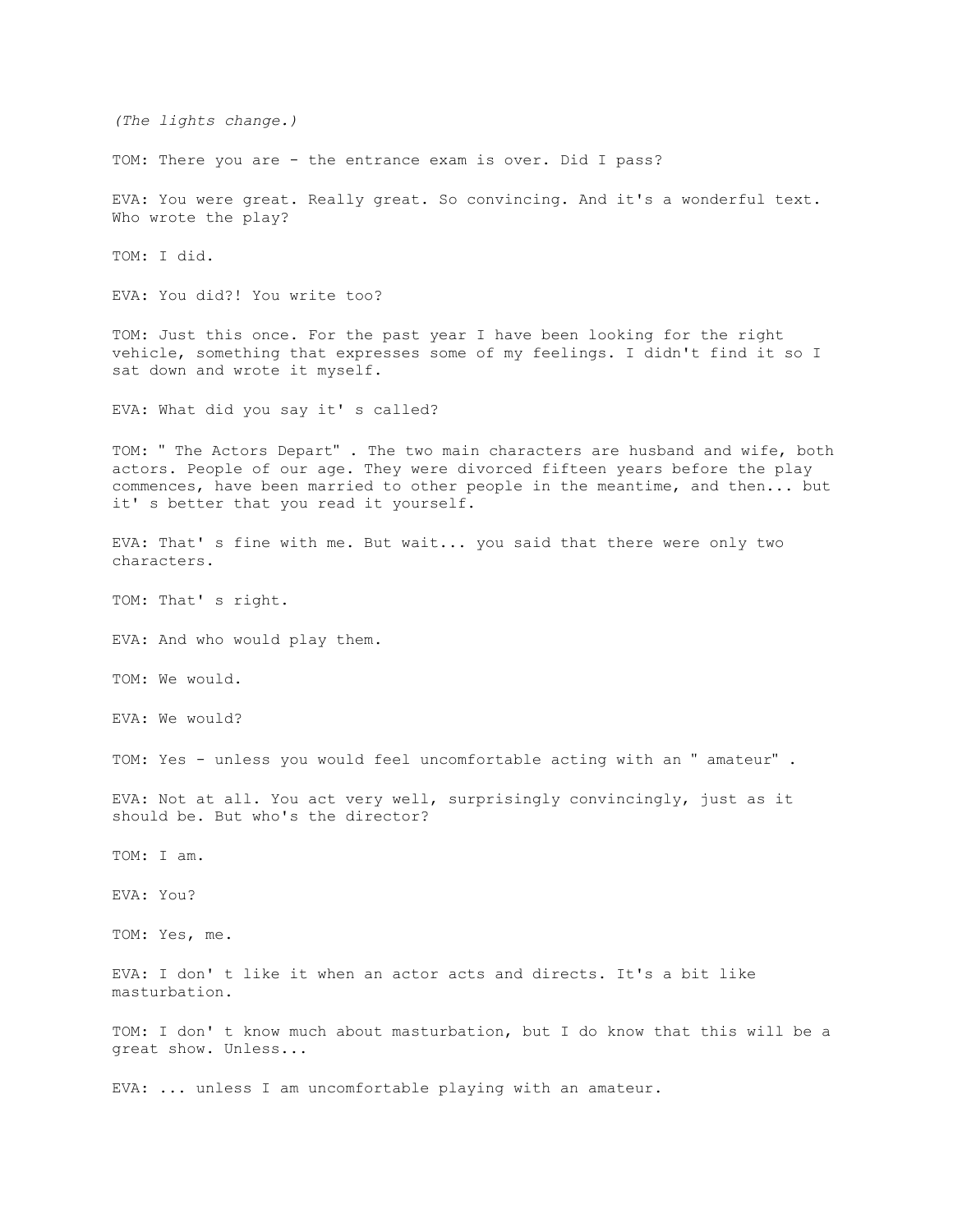*(The lights change.)*

TOM: There you are - the entrance exam is over. Did I pass?

EVA: You were great. Really great. So convincing. And it's a wonderful text. Who wrote the play?

TOM: I did.

EVA: You did?! You write too?

TOM: Just this once. For the past year I have been looking for the right vehicle, something that expresses some of my feelings. I didn't find it so I sat down and wrote it myself.

EVA: What did you say it' s called?

TOM: " The Actors Depart" . The two main characters are husband and wife, both actors. People of our age. They were divorced fifteen years before the play commences, have been married to other people in the meantime, and then... but it' s better that you read it yourself.

EVA: That' s fine with me. But wait... you said that there were only two characters.

TOM: That' s right.

EVA: And who would play them.

TOM: We would.

EVA: We would?

TOM: Yes - unless you would feel uncomfortable acting with an " amateur" .

EVA: Not at all. You act very well, surprisingly convincingly, just as it should be. But who's the director?

TOM: I am.

EVA: You?

TOM: Yes, me.

EVA: I don' t like it when an actor acts and directs. It's a bit like masturbation.

TOM: I don' t know much about masturbation, but I do know that this will be a great show. Unless...

EVA: ... unless I am uncomfortable playing with an amateur.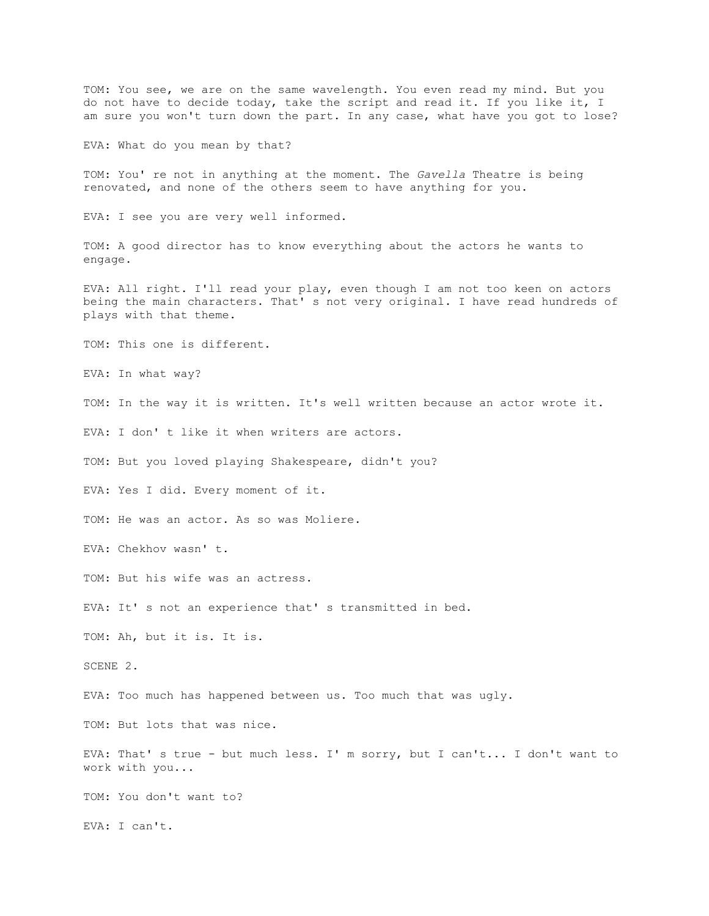TOM: You see, we are on the same wavelength. You even read my mind. But you do not have to decide today, take the script and read it. If you like it, I am sure you won't turn down the part. In any case, what have you got to lose?

EVA: What do you mean by that?

TOM: You' re not in anything at the moment. The *Gavella* Theatre is being renovated, and none of the others seem to have anything for you.

EVA: I see you are very well informed.

TOM: A good director has to know everything about the actors he wants to engage.

EVA: All right. I'll read your play, even though I am not too keen on actors being the main characters. That' s not very original. I have read hundreds of plays with that theme.

TOM: This one is different.

EVA: In what way?

TOM: In the way it is written. It's well written because an actor wrote it.

EVA: I don' t like it when writers are actors.

TOM: But you loved playing Shakespeare, didn't you?

EVA: Yes I did. Every moment of it.

TOM: He was an actor. As so was Moliere.

EVA: Chekhov wasn' t.

TOM: But his wife was an actress.

EVA: It' s not an experience that' s transmitted in bed.

TOM: Ah, but it is. It is.

SCENE 2.

EVA: Too much has happened between us. Too much that was ugly.

TOM: But lots that was nice.

EVA: That' s true - but much less. I' m sorry, but I can't... I don't want to work with you...

TOM: You don't want to?

EVA: I can't.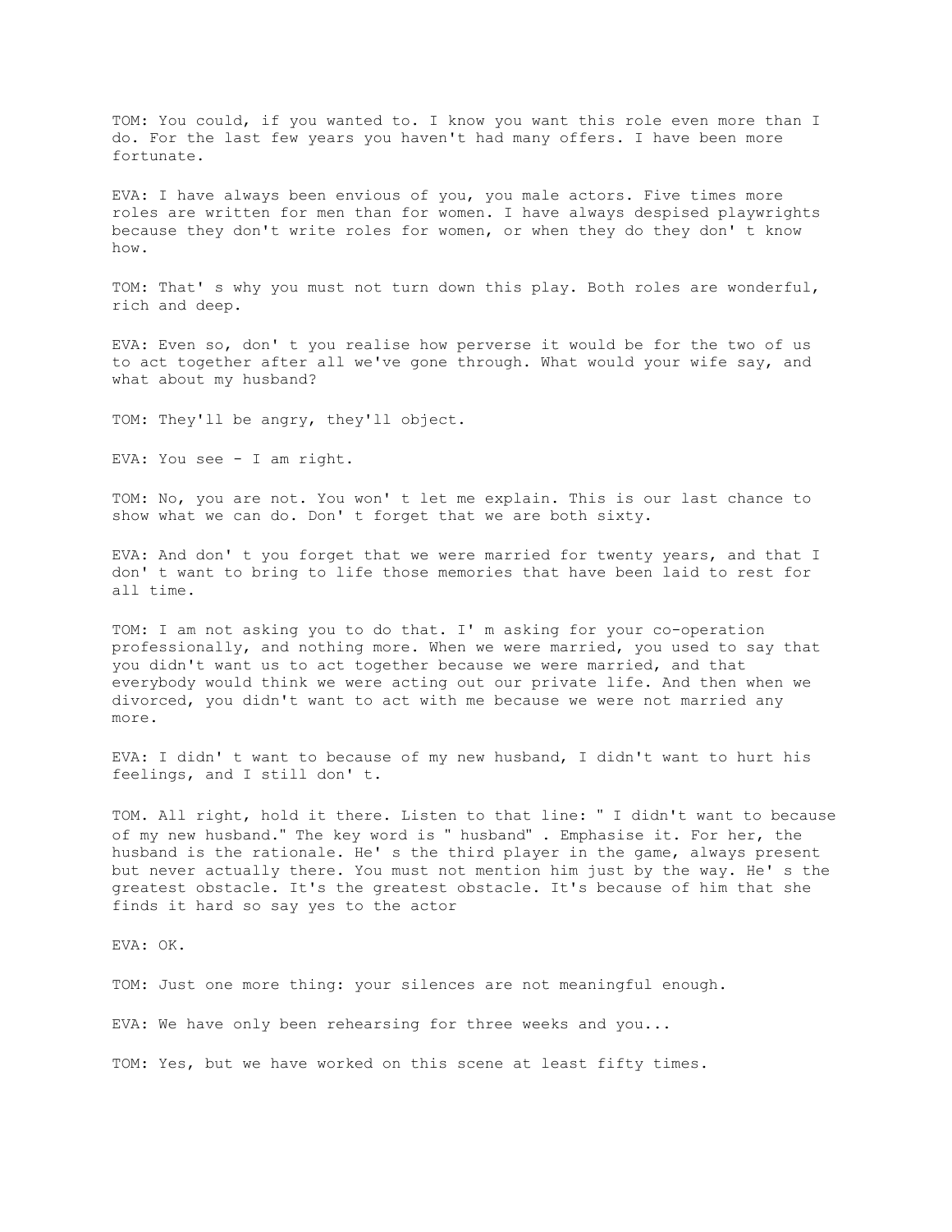TOM: You could, if you wanted to. I know you want this role even more than I do. For the last few years you haven't had many offers. I have been more fortunate.

EVA: I have always been envious of you, you male actors. Five times more roles are written for men than for women. I have always despised playwrights because they don't write roles for women, or when they do they don' t know how.

TOM: That' s why you must not turn down this play. Both roles are wonderful, rich and deep.

EVA: Even so, don' t you realise how perverse it would be for the two of us to act together after all we've gone through. What would your wife say, and what about my husband?

TOM: They'll be angry, they'll object.

EVA: You see - I am right.

TOM: No, you are not. You won' t let me explain. This is our last chance to show what we can do. Don' t forget that we are both sixty.

EVA: And don' t you forget that we were married for twenty years, and that I don' t want to bring to life those memories that have been laid to rest for all time.

TOM: I am not asking you to do that. I' m asking for your co-operation professionally, and nothing more. When we were married, you used to say that you didn't want us to act together because we were married, and that everybody would think we were acting out our private life. And then when we divorced, you didn't want to act with me because we were not married any more.

EVA: I didn' t want to because of my new husband, I didn't want to hurt his feelings, and I still don' t.

TOM. All right, hold it there. Listen to that line: " I didn't want to because of my new husband." The key word is " husband" . Emphasise it. For her, the husband is the rationale. He' s the third player in the game, always present but never actually there. You must not mention him just by the way. He' s the greatest obstacle. It's the greatest obstacle. It's because of him that she finds it hard so say yes to the actor

EVA: OK.

TOM: Just one more thing: your silences are not meaningful enough.

EVA: We have only been rehearsing for three weeks and you...

TOM: Yes, but we have worked on this scene at least fifty times.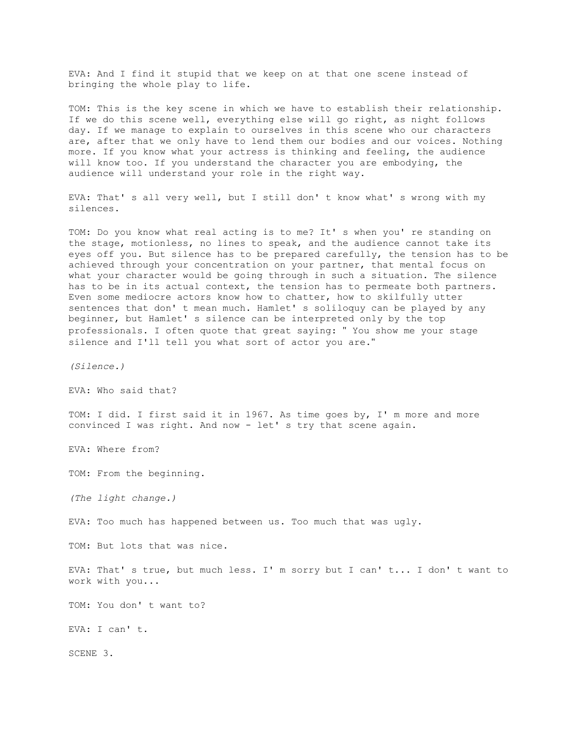EVA: And I find it stupid that we keep on at that one scene instead of bringing the whole play to life.

TOM: This is the key scene in which we have to establish their relationship. If we do this scene well, everything else will go right, as night follows day. If we manage to explain to ourselves in this scene who our characters are, after that we only have to lend them our bodies and our voices. Nothing more. If you know what your actress is thinking and feeling, the audience will know too. If you understand the character you are embodying, the audience will understand your role in the right way.

EVA: That' s all very well, but I still don' t know what' s wrong with my silences.

TOM: Do you know what real acting is to me? It' s when you' re standing on the stage, motionless, no lines to speak, and the audience cannot take its eyes off you. But silence has to be prepared carefully, the tension has to be achieved through your concentration on your partner, that mental focus on what your character would be going through in such a situation. The silence has to be in its actual context, the tension has to permeate both partners. Even some mediocre actors know how to chatter, how to skilfully utter sentences that don' t mean much. Hamlet' s soliloquy can be played by any beginner, but Hamlet' s silence can be interpreted only by the top professionals. I often quote that great saying: " You show me your stage silence and I'll tell you what sort of actor you are."

*(Silence.)*

EVA: Who said that?

TOM: I did. I first said it in 1967. As time goes by, I' m more and more convinced I was right. And now - let' s try that scene again.

EVA: Where from?

TOM: From the beginning.

*(The light change.)*

EVA: Too much has happened between us. Too much that was ugly.

TOM: But lots that was nice.

EVA: That' s true, but much less. I' m sorry but I can' t... I don' t want to work with you...

TOM: You don' t want to?

EVA: I can' t.

SCENE 3.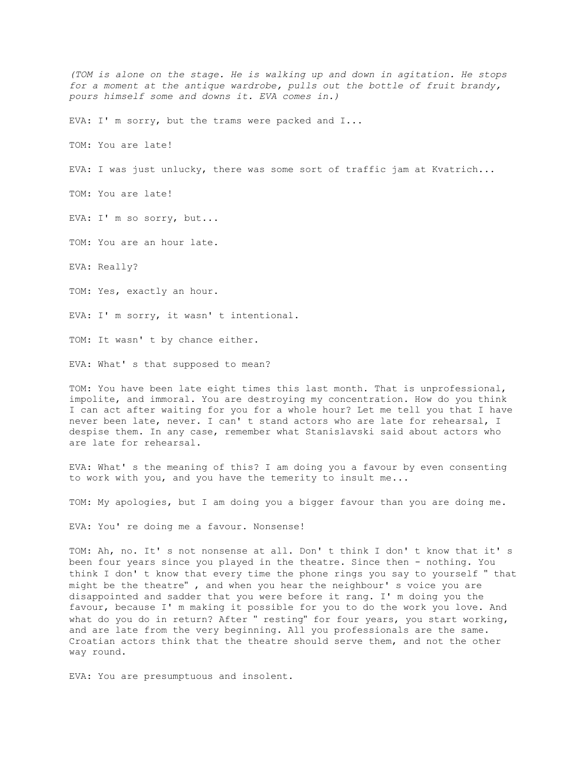*(TOM is alone on the stage. He is walking up and down in agitation. He stops for a moment at the antique wardrobe, pulls out the bottle of fruit brandy, pours himself some and downs it. EVA comes in.)*

EVA: I' m sorry, but the trams were packed and I...

TOM: You are late!

EVA: I was just unlucky, there was some sort of traffic jam at Kvatrich...

TOM: You are late!

EVA: I' m so sorry, but...

TOM: You are an hour late.

EVA: Really?

TOM: Yes, exactly an hour.

EVA: I' m sorry, it wasn' t intentional.

TOM: It wasn' t by chance either.

EVA: What' s that supposed to mean?

TOM: You have been late eight times this last month. That is unprofessional, impolite, and immoral. You are destroying my concentration. How do you think I can act after waiting for you for a whole hour? Let me tell you that I have never been late, never. I can' t stand actors who are late for rehearsal, I despise them. In any case, remember what Stanislavski said about actors who are late for rehearsal.

EVA: What' s the meaning of this? I am doing you a favour by even consenting to work with you, and you have the temerity to insult me...

TOM: My apologies, but I am doing you a bigger favour than you are doing me.

EVA: You' re doing me a favour. Nonsense!

TOM: Ah, no. It' s not nonsense at all. Don' t think I don' t know that it' s been four years since you played in the theatre. Since then - nothing. You think I don' t know that every time the phone rings you say to yourself " that might be the theatre" , and when you hear the neighbour' s voice you are disappointed and sadder that you were before it rang. I' m doing you the favour, because I' m making it possible for you to do the work you love. And what do you do in return? After " resting" for four years, you start working, and are late from the very beginning. All you professionals are the same. Croatian actors think that the theatre should serve them, and not the other way round.

EVA: You are presumptuous and insolent.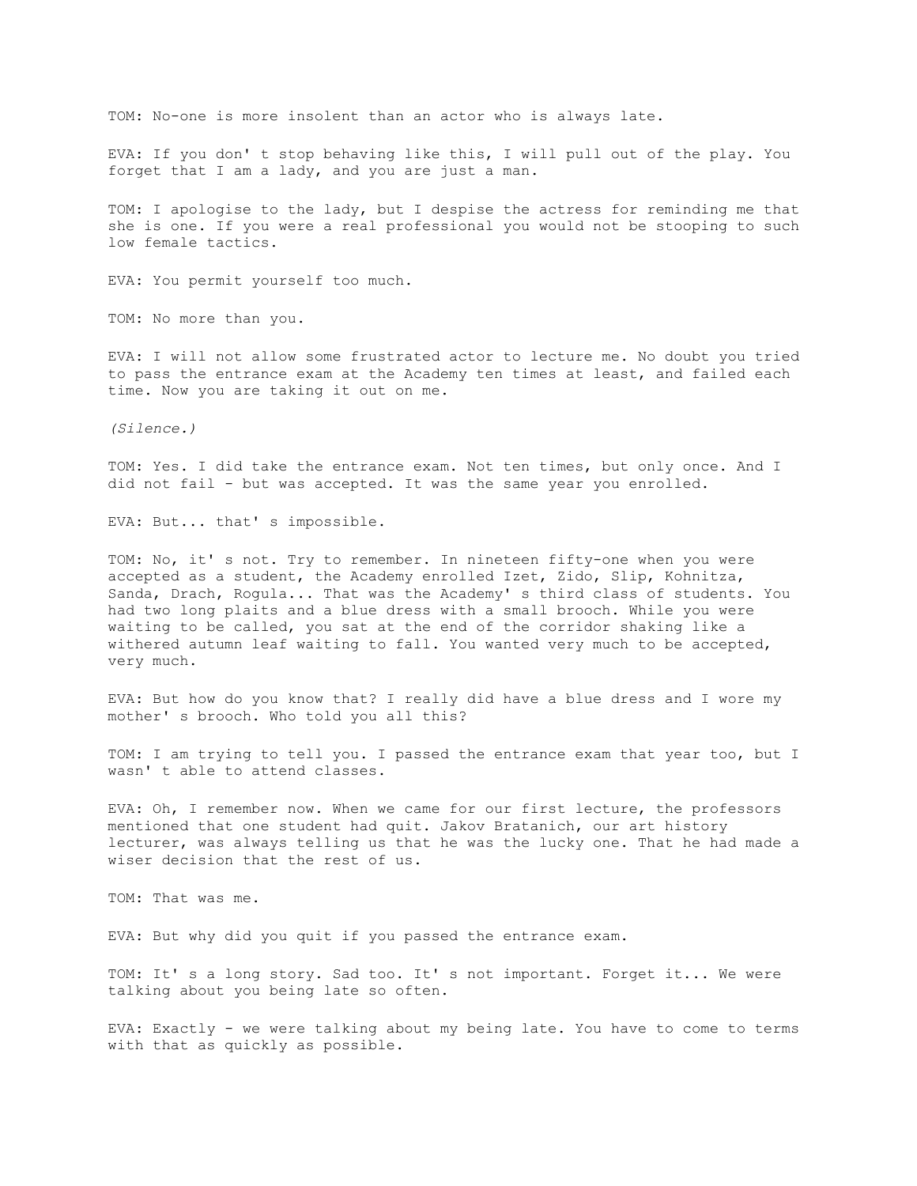TOM: No-one is more insolent than an actor who is always late.

EVA: If you don' t stop behaving like this, I will pull out of the play. You forget that I am a lady, and you are just a man.

TOM: I apologise to the lady, but I despise the actress for reminding me that she is one. If you were a real professional you would not be stooping to such low female tactics.

EVA: You permit yourself too much.

TOM: No more than you.

EVA: I will not allow some frustrated actor to lecture me. No doubt you tried to pass the entrance exam at the Academy ten times at least, and failed each time. Now you are taking it out on me.

*(Silence.)*

TOM: Yes. I did take the entrance exam. Not ten times, but only once. And I did not fail - but was accepted. It was the same year you enrolled.

EVA: But... that' s impossible.

TOM: No, it' s not. Try to remember. In nineteen fifty-one when you were accepted as a student, the Academy enrolled Izet, Zido, Slip, Kohnitza, Sanda, Drach, Rogula... That was the Academy' s third class of students. You had two long plaits and a blue dress with a small brooch. While you were waiting to be called, you sat at the end of the corridor shaking like a withered autumn leaf waiting to fall. You wanted very much to be accepted, very much.

EVA: But how do you know that? I really did have a blue dress and I wore my mother' s brooch. Who told you all this?

TOM: I am trying to tell you. I passed the entrance exam that year too, but I wasn' t able to attend classes.

EVA: Oh, I remember now. When we came for our first lecture, the professors mentioned that one student had quit. Jakov Bratanich, our art history lecturer, was always telling us that he was the lucky one. That he had made a wiser decision that the rest of us.

TOM: That was me.

EVA: But why did you quit if you passed the entrance exam.

TOM: It' s a long story. Sad too. It' s not important. Forget it... We were talking about you being late so often.

EVA: Exactly - we were talking about my being late. You have to come to terms with that as quickly as possible.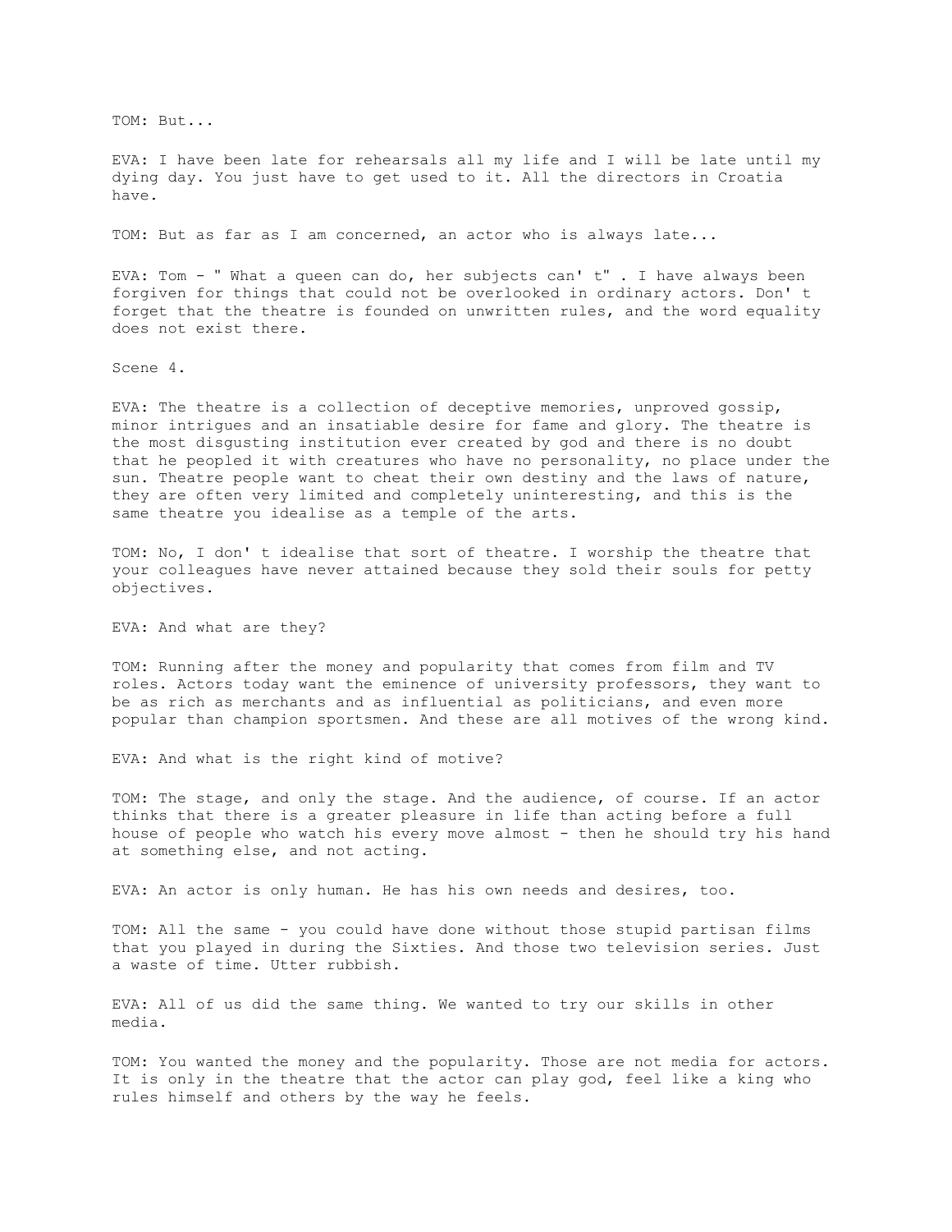TOM: But...

EVA: I have been late for rehearsals all my life and I will be late until my dying day. You just have to get used to it. All the directors in Croatia have.

TOM: But as far as I am concerned, an actor who is always late...

EVA: Tom - " What a queen can do, her subjects can' t" . I have always been forgiven for things that could not be overlooked in ordinary actors. Don' t forget that the theatre is founded on unwritten rules, and the word equality does not exist there.

Scene 4.

EVA: The theatre is a collection of deceptive memories, unproved gossip, minor intrigues and an insatiable desire for fame and glory. The theatre is the most disgusting institution ever created by god and there is no doubt that he peopled it with creatures who have no personality, no place under the sun. Theatre people want to cheat their own destiny and the laws of nature, they are often very limited and completely uninteresting, and this is the same theatre you idealise as a temple of the arts.

TOM: No, I don' t idealise that sort of theatre. I worship the theatre that your colleagues have never attained because they sold their souls for petty objectives.

EVA: And what are they?

TOM: Running after the money and popularity that comes from film and TV roles. Actors today want the eminence of university professors, they want to be as rich as merchants and as influential as politicians, and even more popular than champion sportsmen. And these are all motives of the wrong kind.

EVA: And what is the right kind of motive?

TOM: The stage, and only the stage. And the audience, of course. If an actor thinks that there is a greater pleasure in life than acting before a full house of people who watch his every move almost - then he should try his hand at something else, and not acting.

EVA: An actor is only human. He has his own needs and desires, too.

TOM: All the same - you could have done without those stupid partisan films that you played in during the Sixties. And those two television series. Just a waste of time. Utter rubbish.

EVA: All of us did the same thing. We wanted to try our skills in other media.

TOM: You wanted the money and the popularity. Those are not media for actors. It is only in the theatre that the actor can play god, feel like a king who rules himself and others by the way he feels.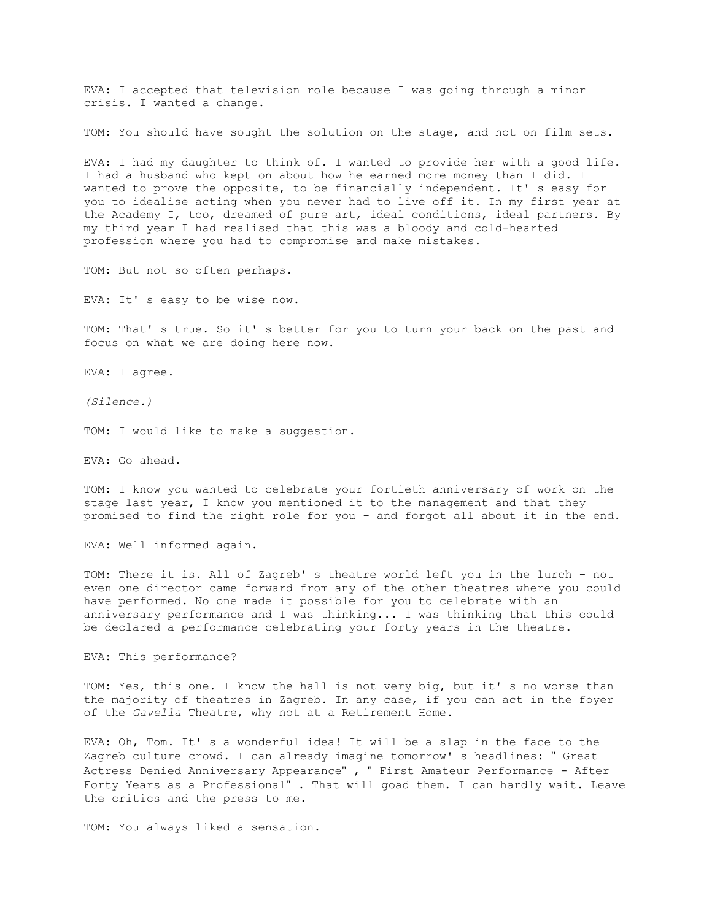EVA: I accepted that television role because I was going through a minor crisis. I wanted a change.

TOM: You should have sought the solution on the stage, and not on film sets.

EVA: I had my daughter to think of. I wanted to provide her with a good life. I had a husband who kept on about how he earned more money than I did. I wanted to prove the opposite, to be financially independent. It' s easy for you to idealise acting when you never had to live off it. In my first year at the Academy I, too, dreamed of pure art, ideal conditions, ideal partners. By my third year I had realised that this was a bloody and cold-hearted profession where you had to compromise and make mistakes.

TOM: But not so often perhaps.

EVA: It' s easy to be wise now.

TOM: That' s true. So it' s better for you to turn your back on the past and focus on what we are doing here now.

EVA: I agree.

*(Silence.)*

TOM: I would like to make a suggestion.

EVA: Go ahead.

TOM: I know you wanted to celebrate your fortieth anniversary of work on the stage last year, I know you mentioned it to the management and that they promised to find the right role for you - and forgot all about it in the end.

EVA: Well informed again.

TOM: There it is. All of Zagreb' s theatre world left you in the lurch - not even one director came forward from any of the other theatres where you could have performed. No one made it possible for you to celebrate with an anniversary performance and I was thinking... I was thinking that this could be declared a performance celebrating your forty years in the theatre.

EVA: This performance?

TOM: Yes, this one. I know the hall is not very big, but it' s no worse than the majority of theatres in Zagreb. In any case, if you can act in the foyer of the *Gavella* Theatre, why not at a Retirement Home.

EVA: Oh, Tom. It' s a wonderful idea! It will be a slap in the face to the Zagreb culture crowd. I can already imagine tomorrow' s headlines: " Great Actress Denied Anniversary Appearance" , " First Amateur Performance - After Forty Years as a Professional" . That will goad them. I can hardly wait. Leave the critics and the press to me.

TOM: You always liked a sensation.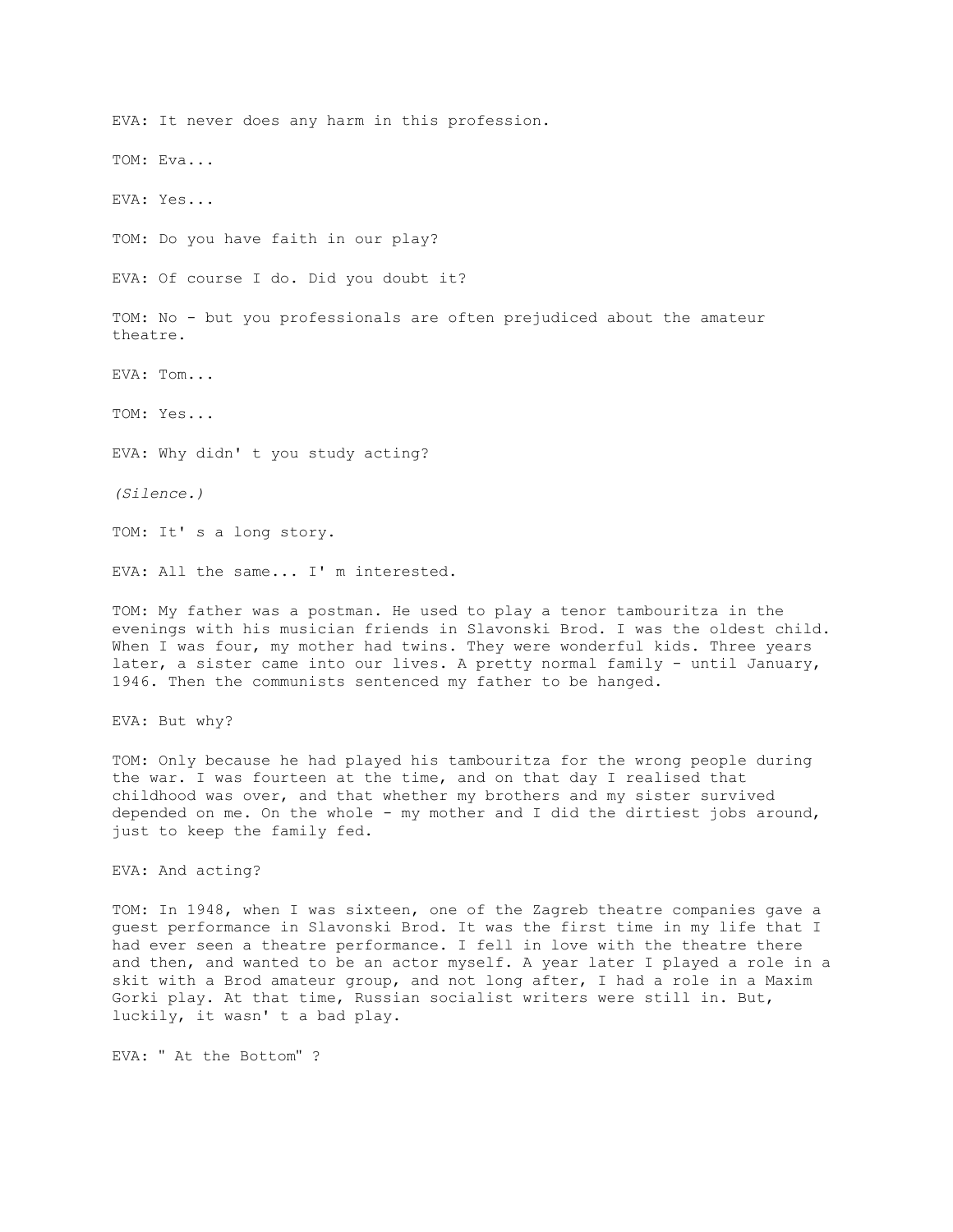EVA: It never does any harm in this profession.

TOM: Eva...

EVA: Yes...

TOM: Do you have faith in our play?

EVA: Of course I do. Did you doubt it?

TOM: No - but you professionals are often prejudiced about the amateur theatre.

EVA: Tom...

TOM: Yes...

EVA: Why didn' t you study acting?

*(Silence.)*

TOM: It' s a long story.

EVA: All the same... I' m interested.

TOM: My father was a postman. He used to play a tenor tambouritza in the evenings with his musician friends in Slavonski Brod. I was the oldest child. When I was four, my mother had twins. They were wonderful kids. Three years later, a sister came into our lives. A pretty normal family - until January, 1946. Then the communists sentenced my father to be hanged.

EVA: But why?

TOM: Only because he had played his tambouritza for the wrong people during the war. I was fourteen at the time, and on that day I realised that childhood was over, and that whether my brothers and my sister survived depended on me. On the whole - my mother and I did the dirtiest jobs around, just to keep the family fed.

EVA: And acting?

TOM: In 1948, when I was sixteen, one of the Zagreb theatre companies gave a guest performance in Slavonski Brod. It was the first time in my life that I had ever seen a theatre performance. I fell in love with the theatre there and then, and wanted to be an actor myself. A year later I played a role in a skit with a Brod amateur group, and not long after, I had a role in a Maxim Gorki play. At that time, Russian socialist writers were still in. But, luckily, it wasn' t a bad play.

EVA: " At the Bottom" ?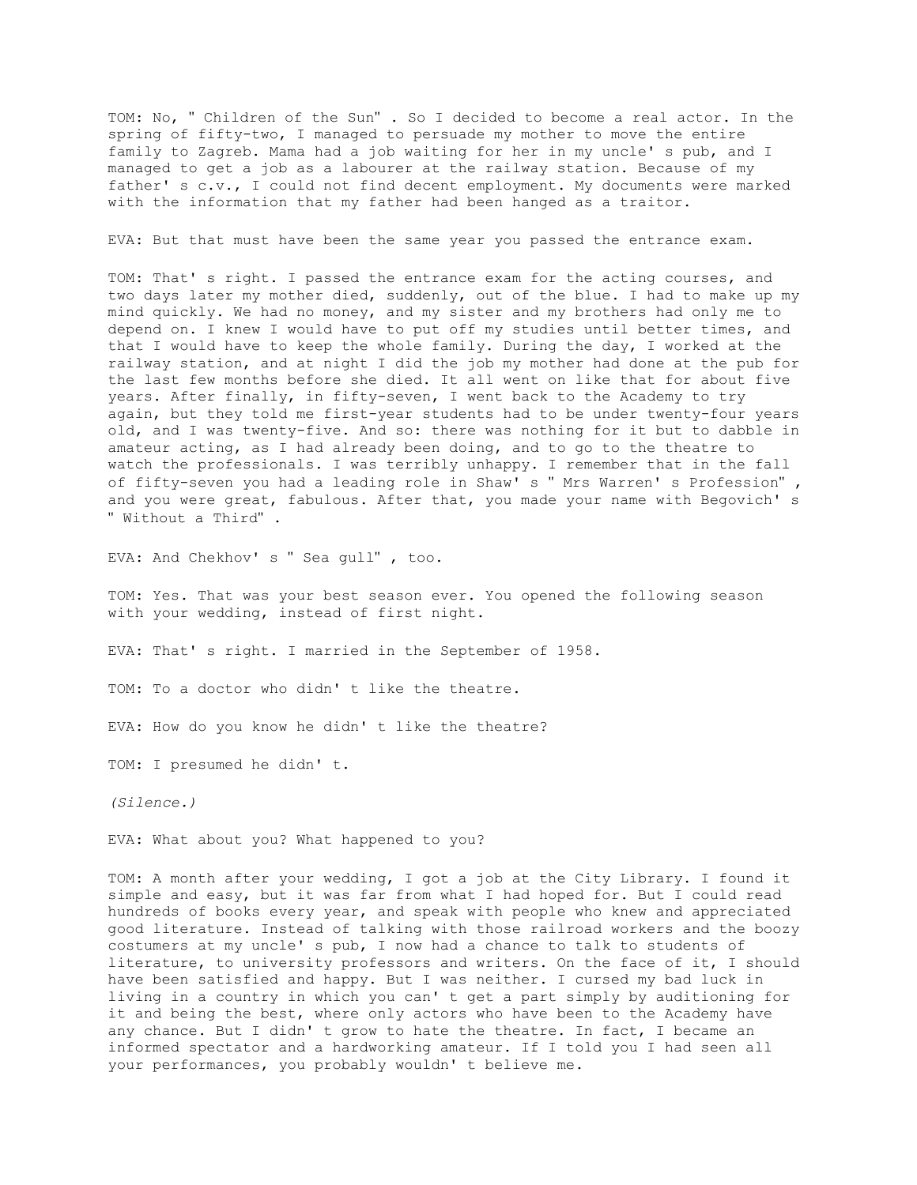TOM: No, " Children of the Sun" . So I decided to become a real actor. In the spring of fifty-two, I managed to persuade my mother to move the entire family to Zagreb. Mama had a job waiting for her in my uncle' s pub, and I managed to get a job as a labourer at the railway station. Because of my father' s c.v., I could not find decent employment. My documents were marked with the information that my father had been hanged as a traitor.

EVA: But that must have been the same year you passed the entrance exam.

TOM: That' s right. I passed the entrance exam for the acting courses, and two days later my mother died, suddenly, out of the blue. I had to make up my mind quickly. We had no money, and my sister and my brothers had only me to depend on. I knew I would have to put off my studies until better times, and that I would have to keep the whole family. During the day, I worked at the railway station, and at night I did the job my mother had done at the pub for the last few months before she died. It all went on like that for about five years. After finally, in fifty-seven, I went back to the Academy to try again, but they told me first-year students had to be under twenty-four years old, and I was twenty-five. And so: there was nothing for it but to dabble in amateur acting, as I had already been doing, and to go to the theatre to watch the professionals. I was terribly unhappy. I remember that in the fall of fifty-seven you had a leading role in Shaw' s " Mrs Warren' s Profession" , and you were great, fabulous. After that, you made your name with Begovich' s " Without a Third" .

EVA: And Chekhov' s " Sea gull" , too.

TOM: Yes. That was your best season ever. You opened the following season with your wedding, instead of first night.

EVA: That' s right. I married in the September of 1958.

TOM: To a doctor who didn' t like the theatre.

EVA: How do you know he didn' t like the theatre?

TOM: I presumed he didn' t.

*(Silence.)*

EVA: What about you? What happened to you?

TOM: A month after your wedding, I got a job at the City Library. I found it simple and easy, but it was far from what I had hoped for. But I could read hundreds of books every year, and speak with people who knew and appreciated good literature. Instead of talking with those railroad workers and the boozy costumers at my uncle' s pub, I now had a chance to talk to students of literature, to university professors and writers. On the face of it, I should have been satisfied and happy. But I was neither. I cursed my bad luck in living in a country in which you can' t get a part simply by auditioning for it and being the best, where only actors who have been to the Academy have any chance. But I didn' t grow to hate the theatre. In fact, I became an informed spectator and a hardworking amateur. If I told you I had seen all your performances, you probably wouldn' t believe me.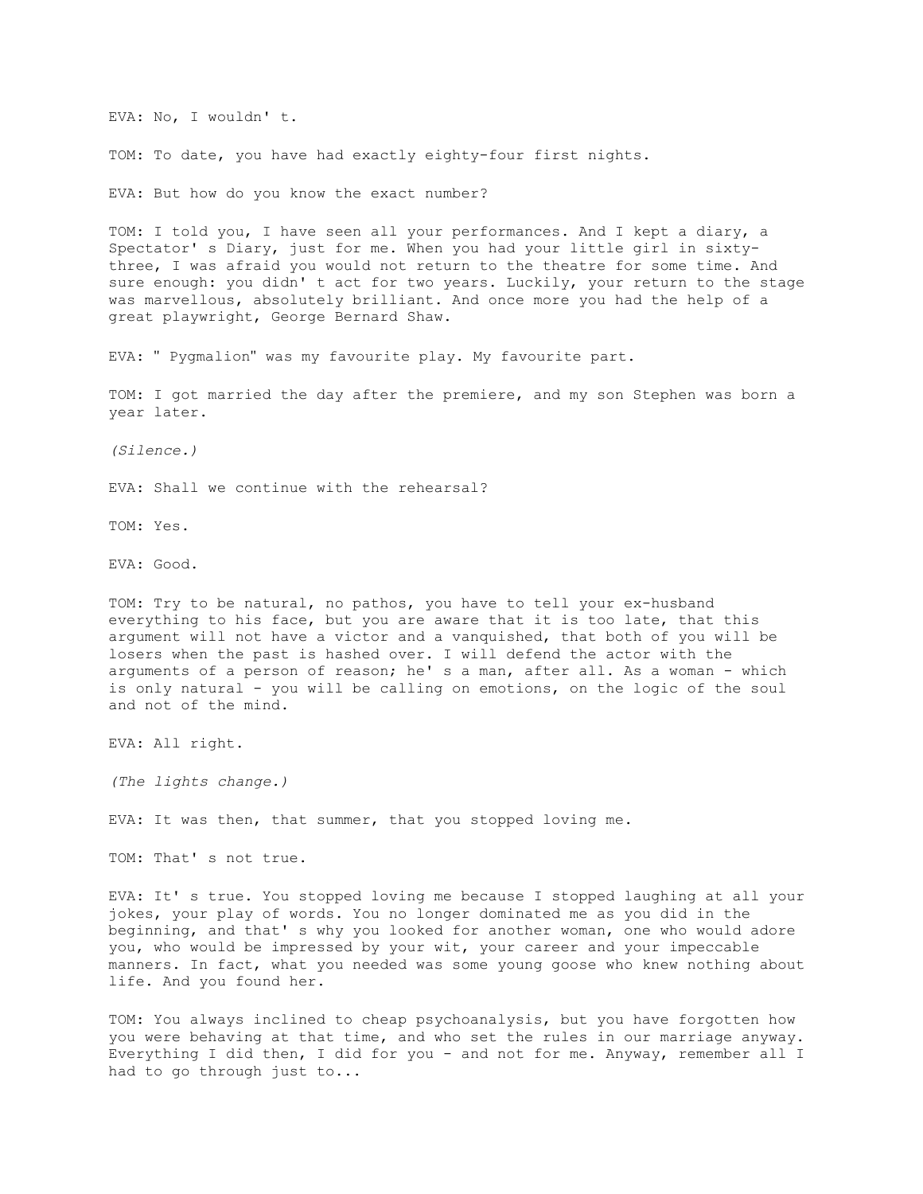EVA: No, I wouldn' t.

TOM: To date, you have had exactly eighty-four first nights.

EVA: But how do you know the exact number?

TOM: I told you, I have seen all your performances. And I kept a diary, a Spectator' s Diary, just for me. When you had your little girl in sixty-three, I was afraid you would not return to the theatre for some time. And sure enough: you didn' t act for two years. Luckily, your return to the stage was marvellous, absolutely brilliant. And once more you had the help of a great playwright, George Bernard Shaw.

EVA: " Pygmalion" was my favourite play. My favourite part.

TOM: I got married the day after the premiere, and my son Stephen was born a year later.

*(Silence.)*

EVA: Shall we continue with the rehearsal?

TOM: Yes.

EVA: Good.

TOM: Try to be natural, no pathos, you have to tell your ex-husband everything to his face, but you are aware that it is too late, that this argument will not have a victor and a vanquished, that both of you will be losers when the past is hashed over. I will defend the actor with the arguments of a person of reason; he' s a man, after all. As a woman - which is only natural - you will be calling on emotions, on the logic of the soul and not of the mind.

EVA: All right.

*(The lights change.)*

EVA: It was then, that summer, that you stopped loving me.

TOM: That' s not true.

EVA: It' s true. You stopped loving me because I stopped laughing at all your jokes, your play of words. You no longer dominated me as you did in the beginning, and that' s why you looked for another woman, one who would adore you, who would be impressed by your wit, your career and your impeccable manners. In fact, what you needed was some young goose who knew nothing about life. And you found her.

TOM: You always inclined to cheap psychoanalysis, but you have forgotten how you were behaving at that time, and who set the rules in our marriage anyway. Everything I did then, I did for you - and not for me. Anyway, remember all I had to go through just to...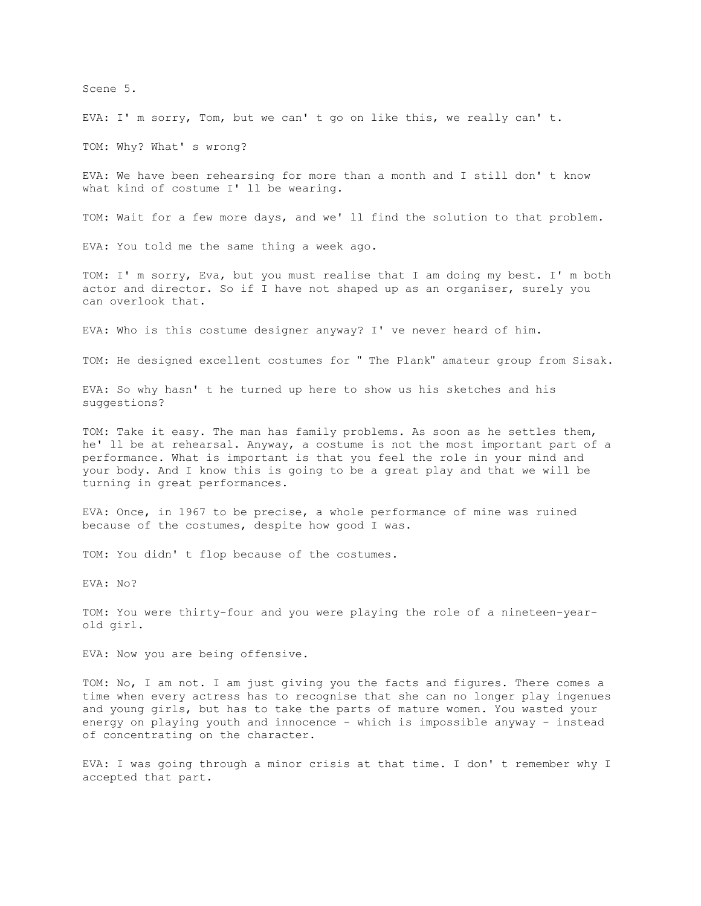Scene 5.

EVA: I' m sorry, Tom, but we can' t go on like this, we really can' t.

TOM: Why? What' s wrong?

EVA: We have been rehearsing for more than a month and I still don' t know what kind of costume I' ll be wearing.

TOM: Wait for a few more days, and we' ll find the solution to that problem.

EVA: You told me the same thing a week ago.

TOM: I' m sorry, Eva, but you must realise that I am doing my best. I' m both actor and director. So if I have not shaped up as an organiser, surely you can overlook that.

EVA: Who is this costume designer anyway? I' ve never heard of him.

TOM: He designed excellent costumes for " The Plank" amateur group from Sisak.

EVA: So why hasn' t he turned up here to show us his sketches and his suggestions?

TOM: Take it easy. The man has family problems. As soon as he settles them, he' ll be at rehearsal. Anyway, a costume is not the most important part of a performance. What is important is that you feel the role in your mind and your body. And I know this is going to be a great play and that we will be turning in great performances.

EVA: Once, in 1967 to be precise, a whole performance of mine was ruined because of the costumes, despite how good I was.

TOM: You didn' t flop because of the costumes.

EVA: No?

TOM: You were thirty-four and you were playing the role of a nineteen-year-old girl.

EVA: Now you are being offensive.

TOM: No, I am not. I am just giving you the facts and figures. There comes a time when every actress has to recognise that she can no longer play ingenues and young girls, but has to take the parts of mature women. You wasted your energy on playing youth and innocence - which is impossible anyway - instead of concentrating on the character.

EVA: I was going through a minor crisis at that time. I don' t remember why I accepted that part.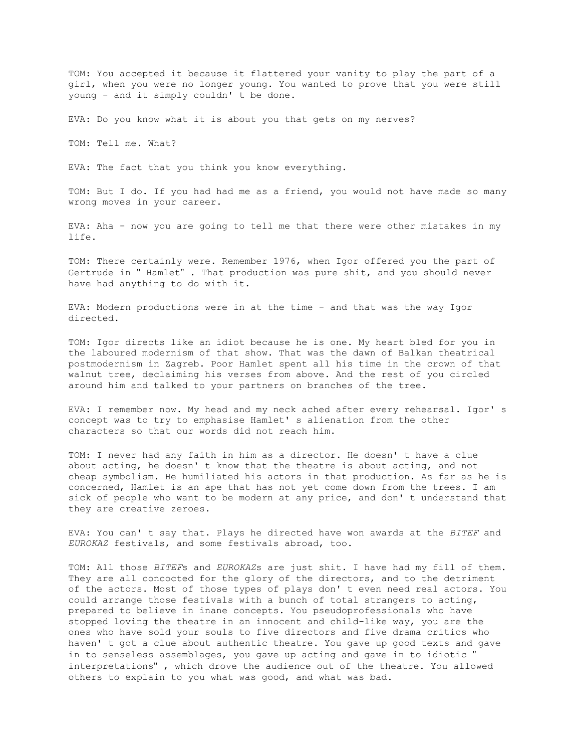TOM: You accepted it because it flattered your vanity to play the part of a girl, when you were no longer young. You wanted to prove that you were still young - and it simply couldn' t be done.

EVA: Do you know what it is about you that gets on my nerves?

TOM: Tell me. What?

EVA: The fact that you think you know everything.

TOM: But I do. If you had had me as a friend, you would not have made so many wrong moves in your career.

EVA: Aha - now you are going to tell me that there were other mistakes in my life.

TOM: There certainly were. Remember 1976, when Igor offered you the part of Gertrude in " Hamlet" . That production was pure shit, and you should never have had anything to do with it.

EVA: Modern productions were in at the time - and that was the way Igor directed.

TOM: Igor directs like an idiot because he is one. My heart bled for you in the laboured modernism of that show. That was the dawn of Balkan theatrical postmodernism in Zagreb. Poor Hamlet spent all his time in the crown of that walnut tree, declaiming his verses from above. And the rest of you circled around him and talked to your partners on branches of the tree.

EVA: I remember now. My head and my neck ached after every rehearsal. Igor' s concept was to try to emphasise Hamlet' s alienation from the other characters so that our words did not reach him.

TOM: I never had any faith in him as a director. He doesn' t have a clue about acting, he doesn' t know that the theatre is about acting, and not cheap symbolism. He humiliated his actors in that production. As far as he is concerned, Hamlet is an ape that has not yet come down from the trees. I am sick of people who want to be modern at any price, and don' t understand that they are creative zeroes.

EVA: You can' t say that. Plays he directed have won awards at the *BITEF* and *EUROKAZ* festivals, and some festivals abroad, too.

TOM: All those *BITEF*s and *EUROKAZ*s are just shit. I have had my fill of them. They are all concocted for the glory of the directors, and to the detriment of the actors. Most of those types of plays don' t even need real actors. You could arrange those festivals with a bunch of total strangers to acting, prepared to believe in inane concepts. You pseudoprofessionals who have stopped loving the theatre in an innocent and child-like way, you are the ones who have sold your souls to five directors and five drama critics who haven' t got a clue about authentic theatre. You gave up good texts and gave in to senseless assemblages, you gave up acting and gave in to idiotic " interpretations" , which drove the audience out of the theatre. You allowed others to explain to you what was good, and what was bad.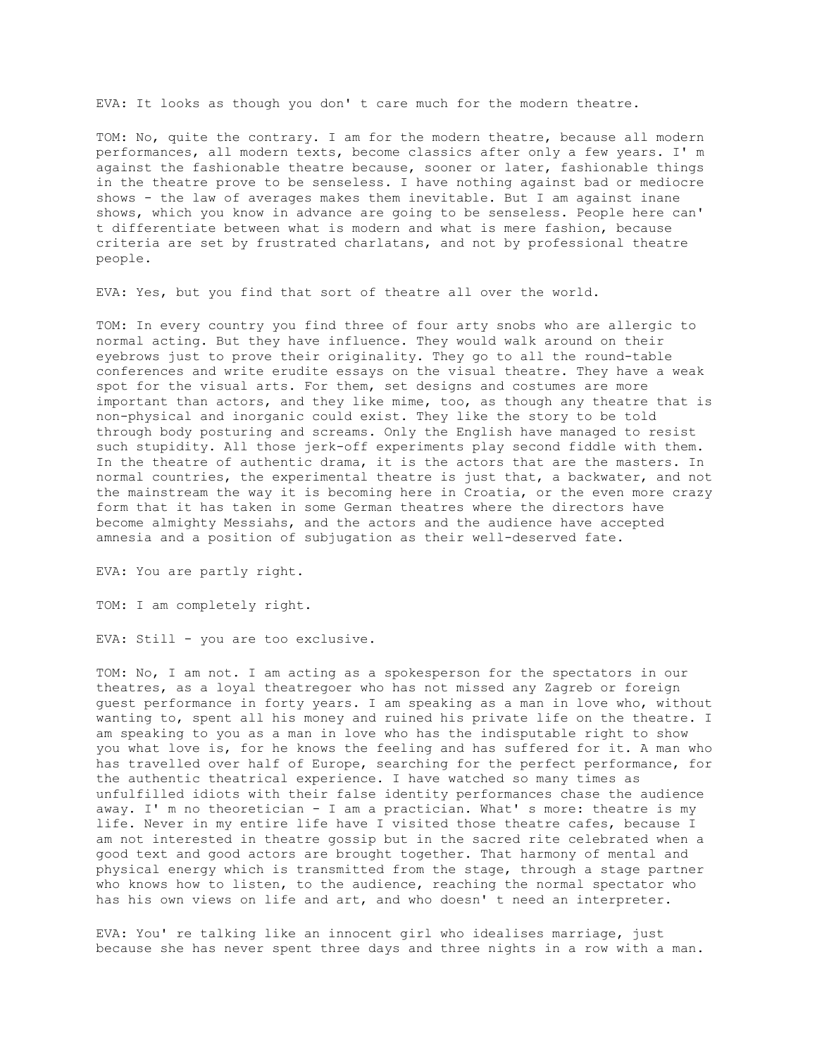EVA: It looks as though you don' t care much for the modern theatre.

TOM: No, quite the contrary. I am for the modern theatre, because all modern performances, all modern texts, become classics after only a few years. I' m against the fashionable theatre because, sooner or later, fashionable things in the theatre prove to be senseless. I have nothing against bad or mediocre shows - the law of averages makes them inevitable. But I am against inane shows, which you know in advance are going to be senseless. People here can' t differentiate between what is modern and what is mere fashion, because criteria are set by frustrated charlatans, and not by professional theatre people.

EVA: Yes, but you find that sort of theatre all over the world.

TOM: In every country you find three of four arty snobs who are allergic to normal acting. But they have influence. They would walk around on their eyebrows just to prove their originality. They go to all the round-table conferences and write erudite essays on the visual theatre. They have a weak spot for the visual arts. For them, set designs and costumes are more important than actors, and they like mime, too, as though any theatre that is non-physical and inorganic could exist. They like the story to be told through body posturing and screams. Only the English have managed to resist such stupidity. All those jerk-off experiments play second fiddle with them. In the theatre of authentic drama, it is the actors that are the masters. In normal countries, the experimental theatre is just that, a backwater, and not the mainstream the way it is becoming here in Croatia, or the even more crazy form that it has taken in some German theatres where the directors have become almighty Messiahs, and the actors and the audience have accepted amnesia and a position of subjugation as their well-deserved fate.

EVA: You are partly right.

TOM: I am completely right.

EVA: Still - you are too exclusive.

TOM: No, I am not. I am acting as a spokesperson for the spectators in our theatres, as a loyal theatregoer who has not missed any Zagreb or foreign guest performance in forty years. I am speaking as a man in love who, without wanting to, spent all his money and ruined his private life on the theatre. I am speaking to you as a man in love who has the indisputable right to show you what love is, for he knows the feeling and has suffered for it. A man who has travelled over half of Europe, searching for the perfect performance, for the authentic theatrical experience. I have watched so many times as unfulfilled idiots with their false identity performances chase the audience away. I' m no theoretician - I am a practician. What' s more: theatre is my life. Never in my entire life have I visited those theatre cafes, because I am not interested in theatre gossip but in the sacred rite celebrated when a good text and good actors are brought together. That harmony of mental and physical energy which is transmitted from the stage, through a stage partner who knows how to listen, to the audience, reaching the normal spectator who has his own views on life and art, and who doesn' t need an interpreter.

EVA: You' re talking like an innocent girl who idealises marriage, just because she has never spent three days and three nights in a row with a man.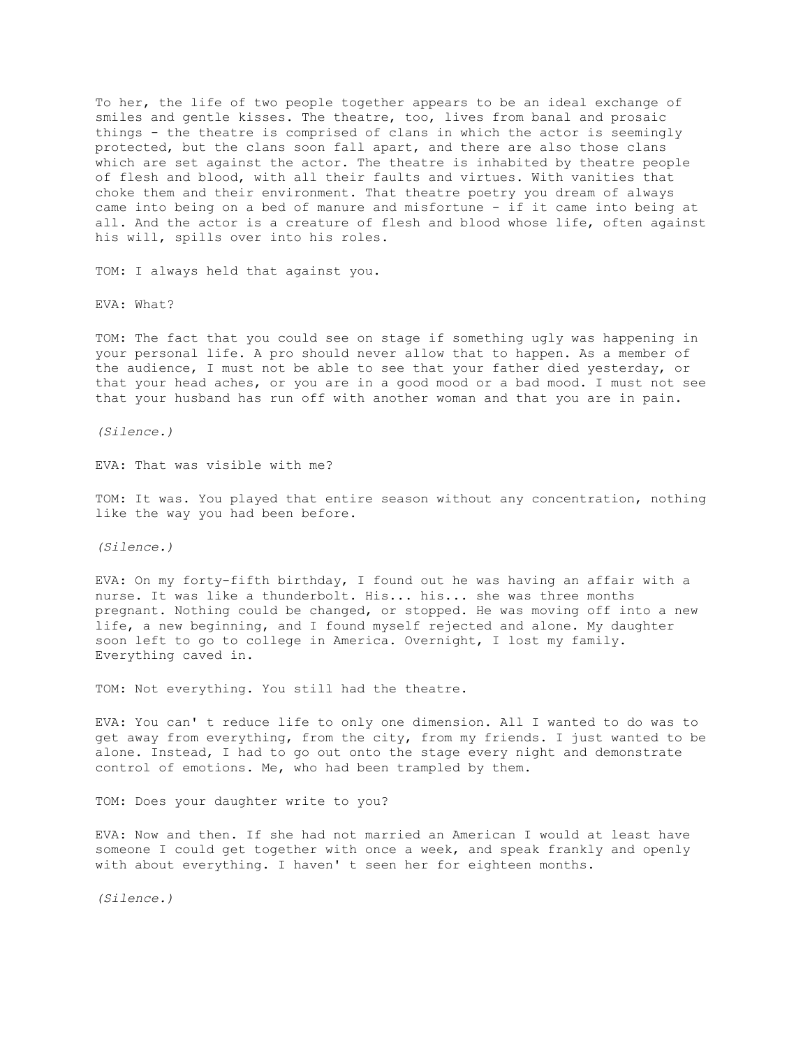To her, the life of two people together appears to be an ideal exchange of smiles and gentle kisses. The theatre, too, lives from banal and prosaic things - the theatre is comprised of clans in which the actor is seemingly protected, but the clans soon fall apart, and there are also those clans which are set against the actor. The theatre is inhabited by theatre people of flesh and blood, with all their faults and virtues. With vanities that choke them and their environment. That theatre poetry you dream of always came into being on a bed of manure and misfortune - if it came into being at all. And the actor is a creature of flesh and blood whose life, often against his will, spills over into his roles.

TOM: I always held that against you.

EVA: What?

TOM: The fact that you could see on stage if something ugly was happening in your personal life. A pro should never allow that to happen. As a member of the audience, I must not be able to see that your father died yesterday, or that your head aches, or you are in a good mood or a bad mood. I must not see that your husband has run off with another woman and that you are in pain.

*(Silence.)*

EVA: That was visible with me?

TOM: It was. You played that entire season without any concentration, nothing like the way you had been before.

*(Silence.)*

EVA: On my forty-fifth birthday, I found out he was having an affair with a nurse. It was like a thunderbolt. His... his... she was three months pregnant. Nothing could be changed, or stopped. He was moving off into a new life, a new beginning, and I found myself rejected and alone. My daughter soon left to go to college in America. Overnight, I lost my family. Everything caved in.

TOM: Not everything. You still had the theatre.

EVA: You can' t reduce life to only one dimension. All I wanted to do was to get away from everything, from the city, from my friends. I just wanted to be alone. Instead, I had to go out onto the stage every night and demonstrate control of emotions. Me, who had been trampled by them.

TOM: Does your daughter write to you?

EVA: Now and then. If she had not married an American I would at least have someone I could get together with once a week, and speak frankly and openly with about everything. I haven' t seen her for eighteen months.

*(Silence.)*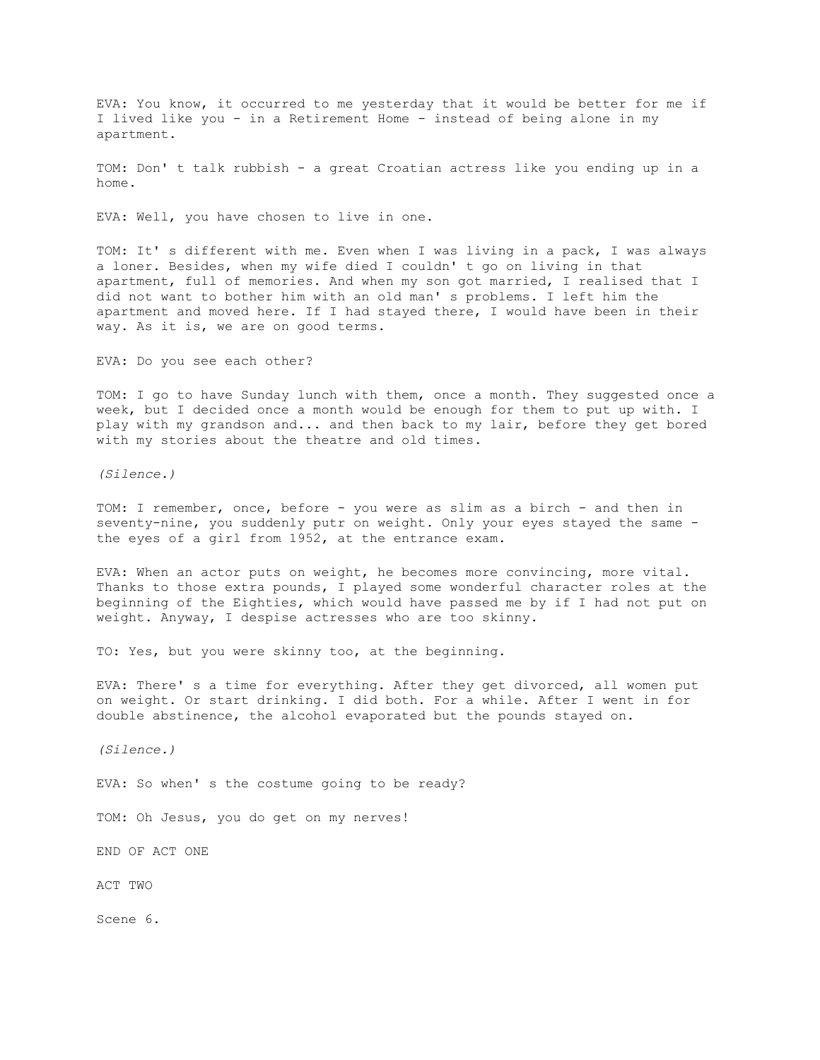EVA: You know, it occurred to me yesterday that it would be better for me if I lived like you - in a Retirement Home - instead of being alone in my apartment.

TOM: Don' t talk rubbish - a great Croatian actress like you ending up in a home.

EVA: Well, you have chosen to live in one.

TOM: It' s different with me. Even when I was living in a pack, I was always a loner. Besides, when my wife died I couldn' t go on living in that apartment, full of memories. And when my son got married, I realised that I did not want to bother him with an old man' s problems. I left him the apartment and moved here. If I had stayed there, I would have been in their way. As it is, we are on good terms.

EVA: Do you see each other?

TOM: I go to have Sunday lunch with them, once a month. They suggested once a week, but I decided once a month would be enough for them to put up with. I play with my grandson and... and then back to my lair, before they get bored with my stories about the theatre and old times.

*(Silence.)*

TOM: I remember, once, before - you were as slim as a birch - and then in seventy-nine, you suddenly putr on weight. Only your eyes stayed the same - the eyes of a girl from 1952, at the entrance exam.

EVA: When an actor puts on weight, he becomes more convincing, more vital. Thanks to those extra pounds, I played some wonderful character roles at the beginning of the Eighties, which would have passed me by if I had not put on weight. Anyway, I despise actresses who are too skinny.

TO: Yes, but you were skinny too, at the beginning.

EVA: There' s a time for everything. After they get divorced, all women put on weight. Or start drinking. I did both. For a while. After I went in for double abstinence, the alcohol evaporated but the pounds stayed on.

*(Silence.)*

EVA: So when' s the costume going to be ready?

TOM: Oh Jesus, you do get on my nerves!

END OF ACT ONE

ACT TWO

Scene 6.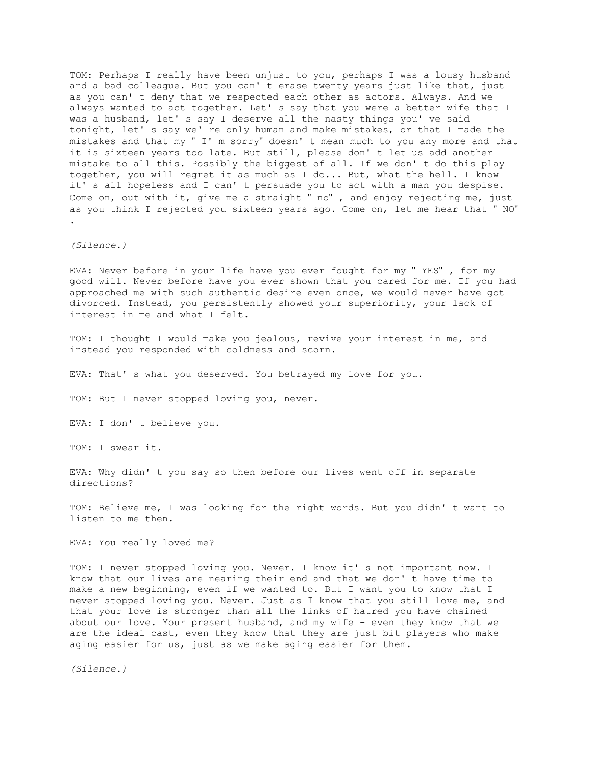TOM: Perhaps I really have been unjust to you, perhaps I was a lousy husband and a bad colleague. But you can' t erase twenty years just like that, just as you can' t deny that we respected each other as actors. Always. And we always wanted to act together. Let' s say that you were a better wife that I was a husband, let' s say I deserve all the nasty things you' ve said tonight, let' s say we' re only human and make mistakes, or that I made the mistakes and that my " I' m sorry" doesn' t mean much to you any more and that it is sixteen years too late. But still, please don' t let us add another mistake to all this. Possibly the biggest of all. If we don' t do this play together, you will regret it as much as I do... But, what the hell. I know it' s all hopeless and I can' t persuade you to act with a man you despise. Come on, out with it, give me a straight " no" , and enjoy rejecting me, just as you think I rejected you sixteen years ago. Come on, let me hear that " NO" .

*(Silence.)*

EVA: Never before in your life have you ever fought for my " YES" , for my good will. Never before have you ever shown that you cared for me. If you had approached me with such authentic desire even once, we would never have got divorced. Instead, you persistently showed your superiority, your lack of interest in me and what I felt.

TOM: I thought I would make you jealous, revive your interest in me, and instead you responded with coldness and scorn.

EVA: That' s what you deserved. You betrayed my love for you.

TOM: But I never stopped loving you, never.

EVA: I don' t believe you.

TOM: I swear it.

EVA: Why didn' t you say so then before our lives went off in separate directions?

TOM: Believe me, I was looking for the right words. But you didn' t want to listen to me then.

EVA: You really loved me?

TOM: I never stopped loving you. Never. I know it' s not important now. I know that our lives are nearing their end and that we don' t have time to make a new beginning, even if we wanted to. But I want you to know that I never stopped loving you. Never. Just as I know that you still love me, and that your love is stronger than all the links of hatred you have chained about our love. Your present husband, and my wife - even they know that we are the ideal cast, even they know that they are just bit players who make aging easier for us, just as we make aging easier for them.

*(Silence.)*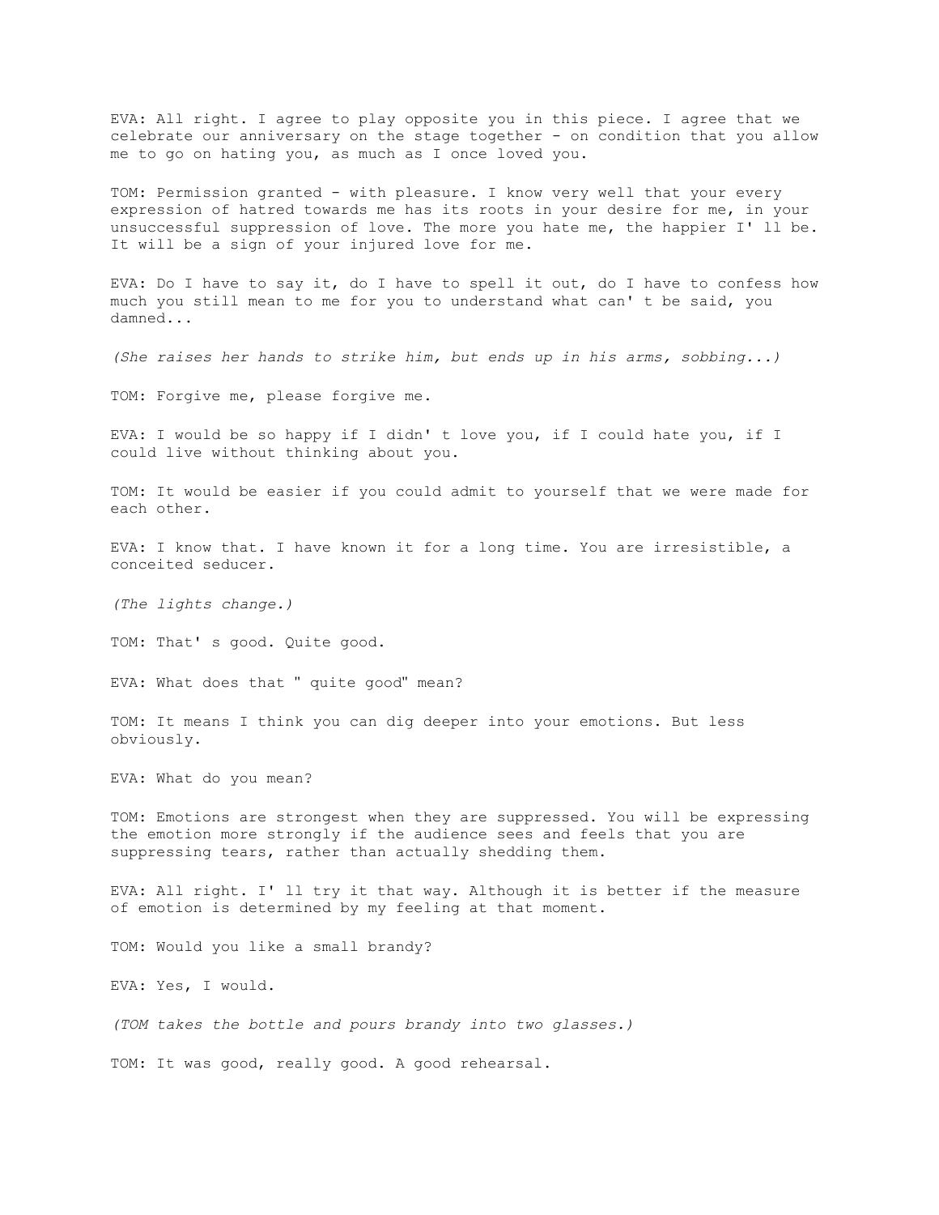EVA: All right. I agree to play opposite you in this piece. I agree that we celebrate our anniversary on the stage together - on condition that you allow me to go on hating you, as much as I once loved you.

TOM: Permission granted - with pleasure. I know very well that your every expression of hatred towards me has its roots in your desire for me, in your unsuccessful suppression of love. The more you hate me, the happier I' ll be. It will be a sign of your injured love for me.

EVA: Do I have to say it, do I have to spell it out, do I have to confess how much you still mean to me for you to understand what can' t be said, you damned...

*(She raises her hands to strike him, but ends up in his arms, sobbing...)*

TOM: Forgive me, please forgive me.

EVA: I would be so happy if I didn' t love you, if I could hate you, if I could live without thinking about you.

TOM: It would be easier if you could admit to yourself that we were made for each other.

EVA: I know that. I have known it for a long time. You are irresistible, a conceited seducer.

*(The lights change.)*

TOM: That' s good. Quite good.

EVA: What does that " quite good" mean?

TOM: It means I think you can dig deeper into your emotions. But less obviously.

EVA: What do you mean?

TOM: Emotions are strongest when they are suppressed. You will be expressing the emotion more strongly if the audience sees and feels that you are suppressing tears, rather than actually shedding them.

EVA: All right. I' ll try it that way. Although it is better if the measure of emotion is determined by my feeling at that moment.

TOM: Would you like a small brandy?

EVA: Yes, I would.

*(TOM takes the bottle and pours brandy into two glasses.)*

TOM: It was good, really good. A good rehearsal.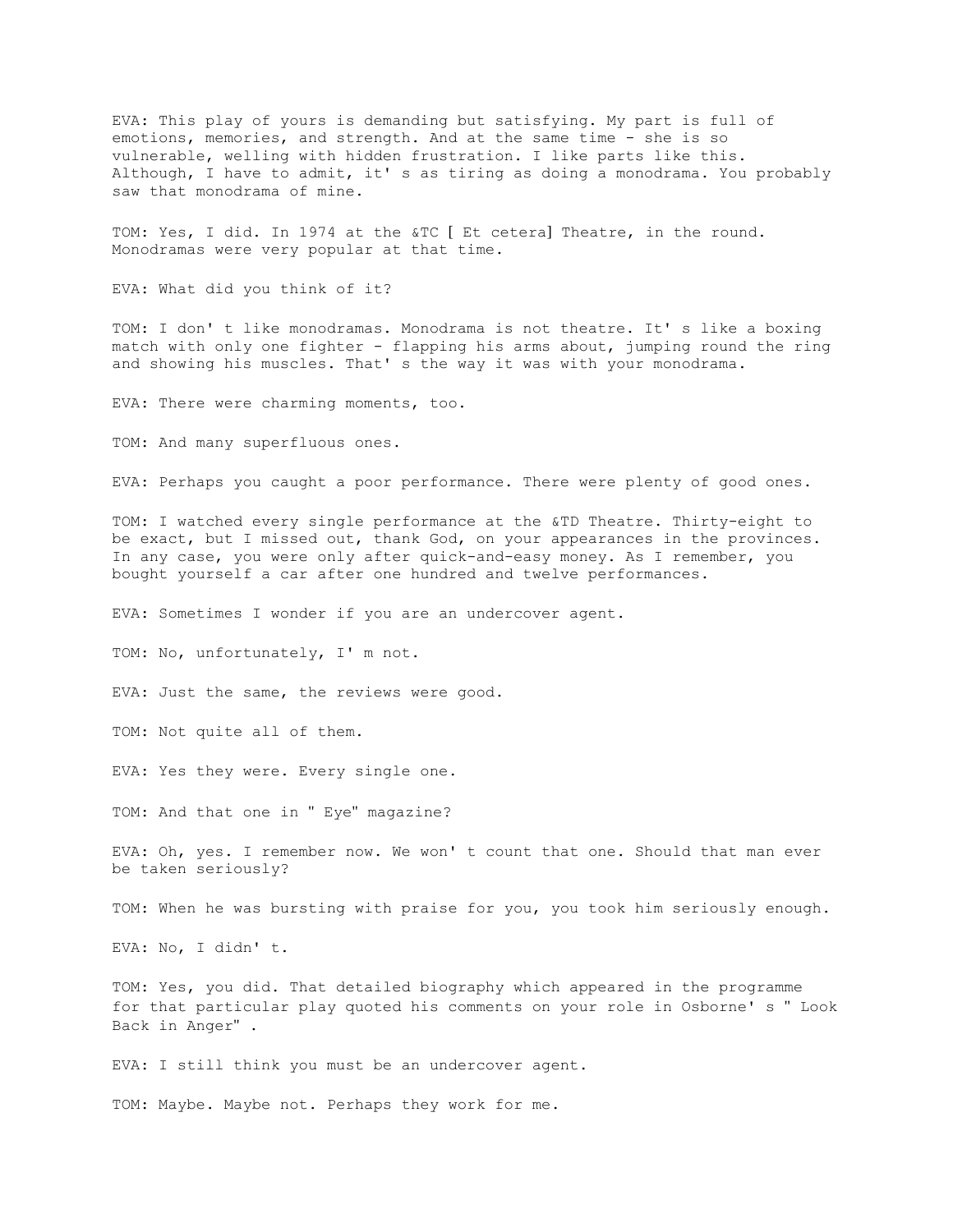EVA: This play of yours is demanding but satisfying. My part is full of emotions, memories, and strength. And at the same time - she is so vulnerable, welling with hidden frustration. I like parts like this. Although, I have to admit, it' s as tiring as doing a monodrama. You probably saw that monodrama of mine.

TOM: Yes, I did. In 1974 at the &TC [ Et cetera] Theatre, in the round. Monodramas were very popular at that time.

EVA: What did you think of it?

TOM: I don' t like monodramas. Monodrama is not theatre. It' s like a boxing match with only one fighter - flapping his arms about, jumping round the ring and showing his muscles. That' s the way it was with your monodrama.

EVA: There were charming moments, too.

TOM: And many superfluous ones.

EVA: Perhaps you caught a poor performance. There were plenty of good ones.

TOM: I watched every single performance at the &TD Theatre. Thirty-eight to be exact, but I missed out, thank God, on your appearances in the provinces. In any case, you were only after quick-and-easy money. As I remember, you bought yourself a car after one hundred and twelve performances.

EVA: Sometimes I wonder if you are an undercover agent.

TOM: No, unfortunately, I' m not.

EVA: Just the same, the reviews were good.

TOM: Not quite all of them.

EVA: Yes they were. Every single one.

TOM: And that one in " Eye" magazine?

EVA: Oh, yes. I remember now. We won' t count that one. Should that man ever be taken seriously?

TOM: When he was bursting with praise for you, you took him seriously enough.

EVA: No, I didn' t.

TOM: Yes, you did. That detailed biography which appeared in the programme for that particular play quoted his comments on your role in Osborne' s " Look Back in Anger" .

EVA: I still think you must be an undercover agent.

TOM: Maybe. Maybe not. Perhaps they work for me.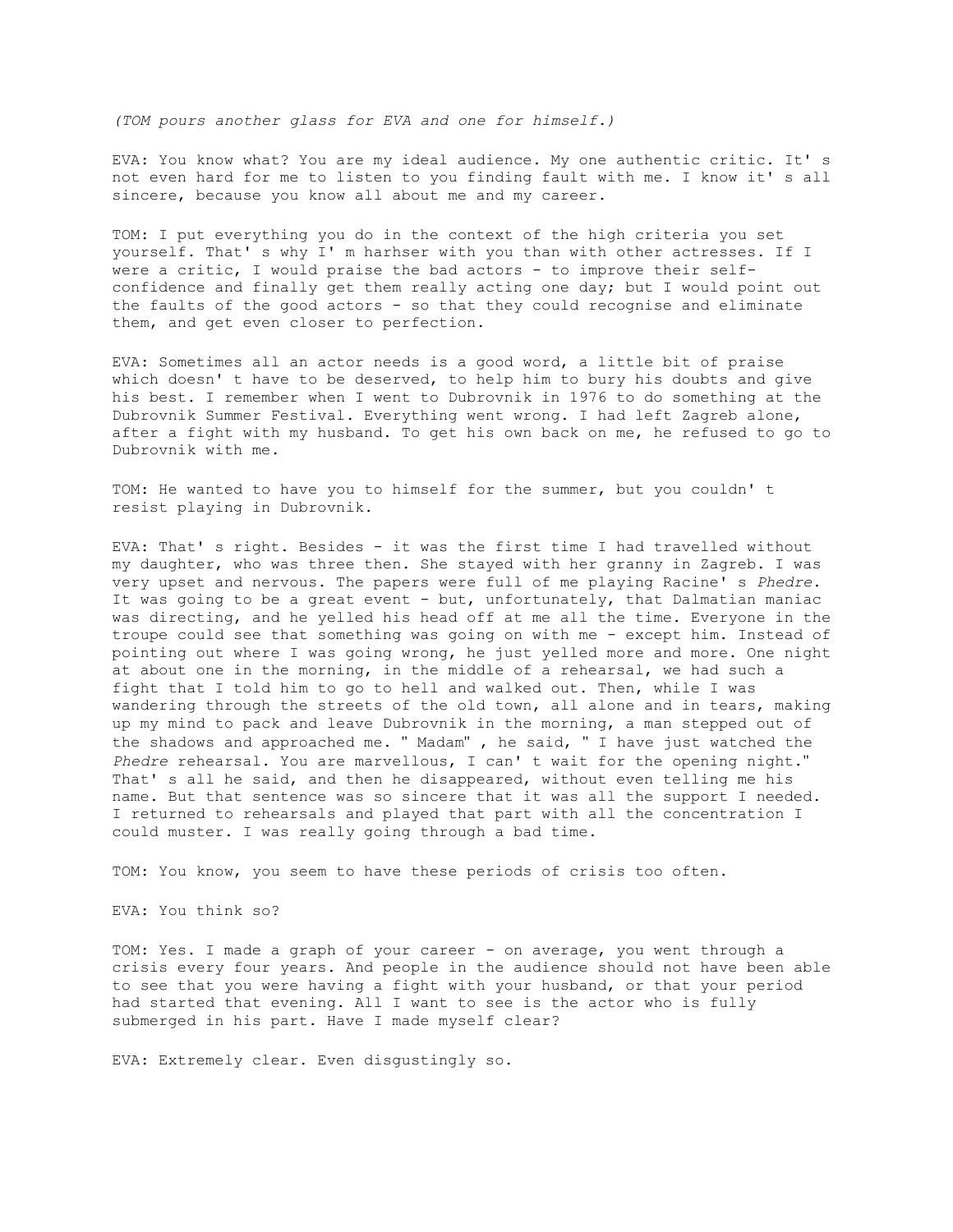*(TOM pours another glass for EVA and one for himself.)*

EVA: You know what? You are my ideal audience. My one authentic critic. It' s not even hard for me to listen to you finding fault with me. I know it' s all sincere, because you know all about me and my career.

TOM: I put everything you do in the context of the high criteria you set yourself. That' s why I' m harhser with you than with other actresses. If I were a critic, I would praise the bad actors - to improve their self-confidence and finally get them really acting one day; but I would point out the faults of the good actors - so that they could recognise and eliminate them, and get even closer to perfection.

EVA: Sometimes all an actor needs is a good word, a little bit of praise which doesn' t have to be deserved, to help him to bury his doubts and give his best. I remember when I went to Dubrovnik in 1976 to do something at the Dubrovnik Summer Festival. Everything went wrong. I had left Zagreb alone, after a fight with my husband. To get his own back on me, he refused to go to Dubrovnik with me.

TOM: He wanted to have you to himself for the summer, but you couldn' t resist playing in Dubrovnik.

EVA: That' s right. Besides - it was the first time I had travelled without my daughter, who was three then. She stayed with her granny in Zagreb. I was very upset and nervous. The papers were full of me playing Racine' s *Phedre*. It was going to be a great event - but, unfortunately, that Dalmatian maniac was directing, and he yelled his head off at me all the time. Everyone in the troupe could see that something was going on with me - except him. Instead of pointing out where I was going wrong, he just yelled more and more. One night at about one in the morning, in the middle of a rehearsal, we had such a fight that I told him to go to hell and walked out. Then, while I was wandering through the streets of the old town, all alone and in tears, making up my mind to pack and leave Dubrovnik in the morning, a man stepped out of the shadows and approached me. " Madam" , he said, " I have just watched the *Phedre* rehearsal. You are marvellous, I can' t wait for the opening night." That' s all he said, and then he disappeared, without even telling me his name. But that sentence was so sincere that it was all the support I needed. I returned to rehearsals and played that part with all the concentration I could muster. I was really going through a bad time.

TOM: You know, you seem to have these periods of crisis too often.

EVA: You think so?

TOM: Yes. I made a graph of your career - on average, you went through a crisis every four years. And people in the audience should not have been able to see that you were having a fight with your husband, or that your period had started that evening. All I want to see is the actor who is fully submerged in his part. Have I made myself clear?

EVA: Extremely clear. Even disgustingly so.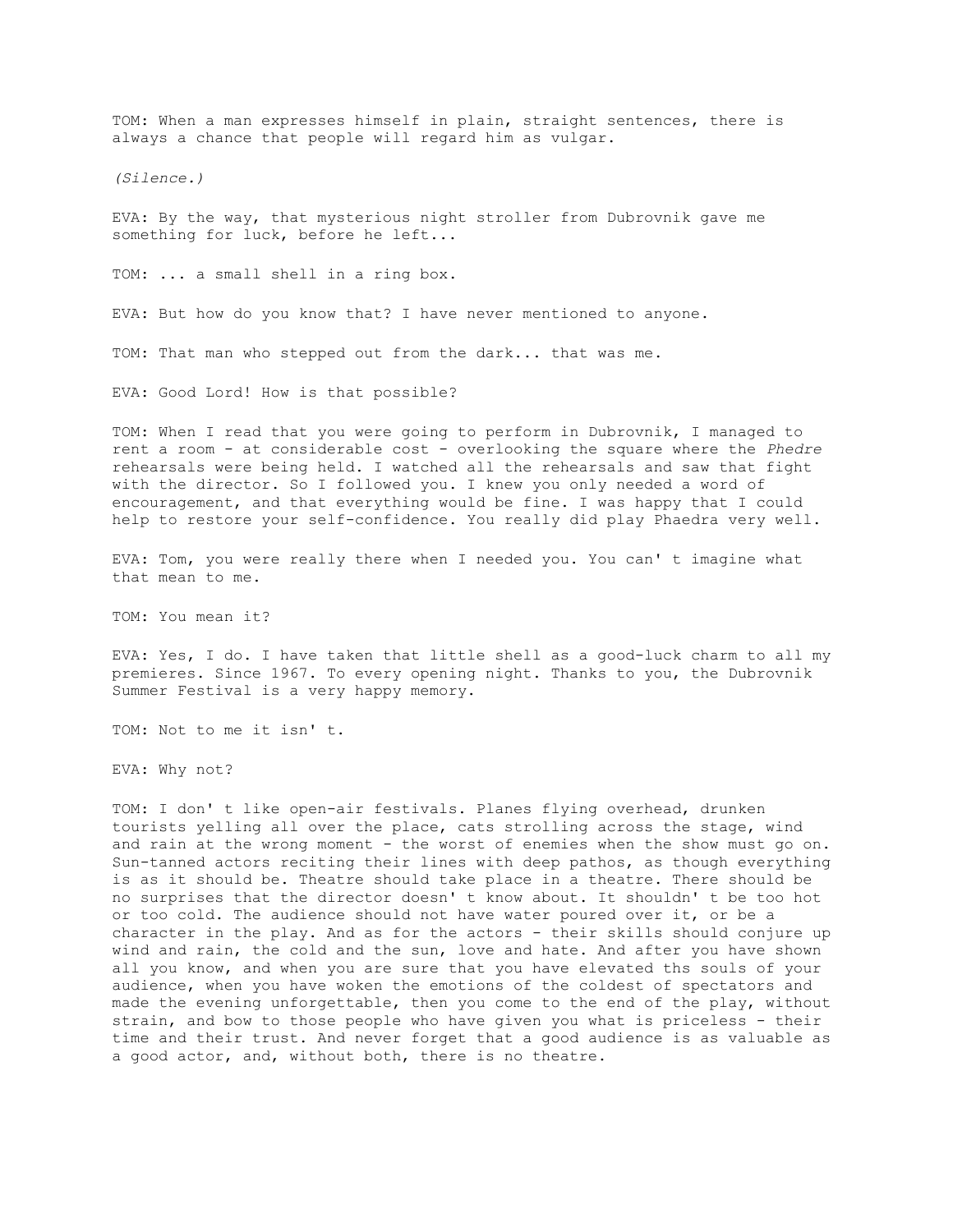TOM: When a man expresses himself in plain, straight sentences, there is always a chance that people will regard him as vulgar.

*(Silence.)*

EVA: By the way, that mysterious night stroller from Dubrovnik gave me something for luck, before he left...

TOM: ... a small shell in a ring box.

EVA: But how do you know that? I have never mentioned to anyone.

TOM: That man who stepped out from the dark... that was me.

EVA: Good Lord! How is that possible?

TOM: When I read that you were going to perform in Dubrovnik, I managed to rent a room - at considerable cost - overlooking the square where the *Phedre* rehearsals were being held. I watched all the rehearsals and saw that fight with the director. So I followed you. I knew you only needed a word of encouragement, and that everything would be fine. I was happy that I could help to restore your self-confidence. You really did play Phaedra very well.

EVA: Tom, you were really there when I needed you. You can' t imagine what that mean to me.

TOM: You mean it?

EVA: Yes, I do. I have taken that little shell as a good-luck charm to all my premieres. Since 1967. To every opening night. Thanks to you, the Dubrovnik Summer Festival is a very happy memory.

TOM: Not to me it isn' t.

EVA: Why not?

TOM: I don' t like open-air festivals. Planes flying overhead, drunken tourists yelling all over the place, cats strolling across the stage, wind and rain at the wrong moment - the worst of enemies when the show must go on. Sun-tanned actors reciting their lines with deep pathos, as though everything is as it should be. Theatre should take place in a theatre. There should be no surprises that the director doesn' t know about. It shouldn' t be too hot or too cold. The audience should not have water poured over it, or be a character in the play. And as for the actors - their skills should conjure up wind and rain, the cold and the sun, love and hate. And after you have shown all you know, and when you are sure that you have elevated ths souls of your audience, when you have woken the emotions of the coldest of spectators and made the evening unforgettable, then you come to the end of the play, without strain, and bow to those people who have given you what is priceless - their time and their trust. And never forget that a good audience is as valuable as a good actor, and, without both, there is no theatre.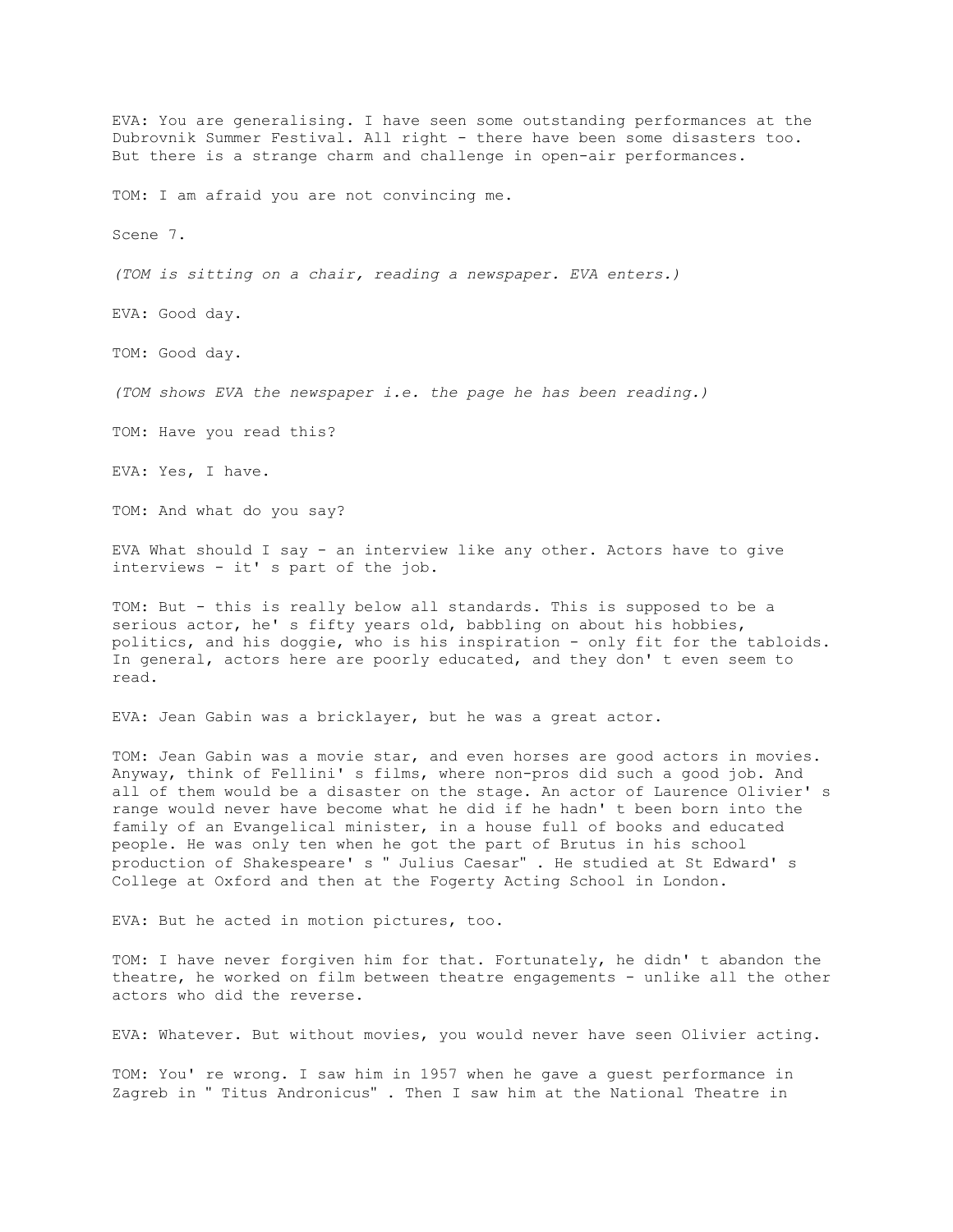EVA: You are generalising. I have seen some outstanding performances at the Dubrovnik Summer Festival. All right - there have been some disasters too. But there is a strange charm and challenge in open-air performances.

TOM: I am afraid you are not convincing me.

Scene 7.

*(TOM is sitting on a chair, reading a newspaper. EVA enters.)*

EVA: Good day.

TOM: Good day.

*(TOM shows EVA the newspaper i.e. the page he has been reading.)*

TOM: Have you read this?

EVA: Yes, I have.

TOM: And what do you say?

EVA What should I say - an interview like any other. Actors have to give interviews - it' s part of the job.

TOM: But - this is really below all standards. This is supposed to be a serious actor, he' s fifty years old, babbling on about his hobbies, politics, and his doggie, who is his inspiration - only fit for the tabloids. In general, actors here are poorly educated, and they don' t even seem to read.

EVA: Jean Gabin was a bricklayer, but he was a great actor.

TOM: Jean Gabin was a movie star, and even horses are good actors in movies. Anyway, think of Fellini' s films, where non-pros did such a good job. And all of them would be a disaster on the stage. An actor of Laurence Olivier' s range would never have become what he did if he hadn' t been born into the family of an Evangelical minister, in a house full of books and educated people. He was only ten when he got the part of Brutus in his school production of Shakespeare' s " Julius Caesar" . He studied at St Edward' s College at Oxford and then at the Fogerty Acting School in London.

EVA: But he acted in motion pictures, too.

TOM: I have never forgiven him for that. Fortunately, he didn' t abandon the theatre, he worked on film between theatre engagements - unlike all the other actors who did the reverse.

EVA: Whatever. But without movies, you would never have seen Olivier acting.

TOM: You' re wrong. I saw him in 1957 when he gave a guest performance in Zagreb in " Titus Andronicus" . Then I saw him at the National Theatre in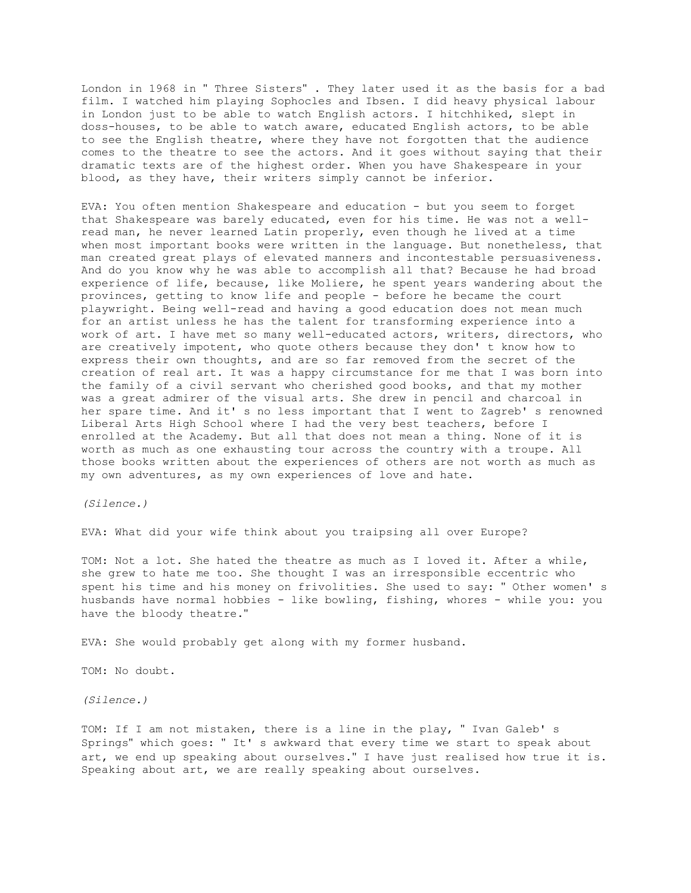London in 1968 in " Three Sisters" . They later used it as the basis for a bad film. I watched him playing Sophocles and Ibsen. I did heavy physical labour in London just to be able to watch English actors. I hitchhiked, slept in doss-houses, to be able to watch aware, educated English actors, to be able to see the English theatre, where they have not forgotten that the audience comes to the theatre to see the actors. And it goes without saying that their dramatic texts are of the highest order. When you have Shakespeare in your blood, as they have, their writers simply cannot be inferior.

EVA: You often mention Shakespeare and education - but you seem to forget that Shakespeare was barely educated, even for his time. He was not a well-read man, he never learned Latin properly, even though he lived at a time when most important books were written in the language. But nonetheless, that man created great plays of elevated manners and incontestable persuasiveness. And do you know why he was able to accomplish all that? Because he had broad experience of life, because, like Moliere, he spent years wandering about the provinces, getting to know life and people - before he became the court playwright. Being well-read and having a good education does not mean much for an artist unless he has the talent for transforming experience into a work of art. I have met so many well-educated actors, writers, directors, who are creatively impotent, who quote others because they don' t know how to express their own thoughts, and are so far removed from the secret of the creation of real art. It was a happy circumstance for me that I was born into the family of a civil servant who cherished good books, and that my mother was a great admirer of the visual arts. She drew in pencil and charcoal in her spare time. And it' s no less important that I went to Zagreb' s renowned Liberal Arts High School where I had the very best teachers, before I enrolled at the Academy. But all that does not mean a thing. None of it is worth as much as one exhausting tour across the country with a troupe. All those books written about the experiences of others are not worth as much as my own adventures, as my own experiences of love and hate.

*(Silence.)*

EVA: What did your wife think about you traipsing all over Europe?

TOM: Not a lot. She hated the theatre as much as I loved it. After a while, she grew to hate me too. She thought I was an irresponsible eccentric who spent his time and his money on frivolities. She used to say: " Other women' s husbands have normal hobbies - like bowling, fishing, whores - while you: you have the bloody theatre."

EVA: She would probably get along with my former husband.

TOM: No doubt.

*(Silence.)*

TOM: If I am not mistaken, there is a line in the play, " Ivan Galeb' s Springs" which goes: " It' s awkward that every time we start to speak about art, we end up speaking about ourselves." I have just realised how true it is. Speaking about art, we are really speaking about ourselves.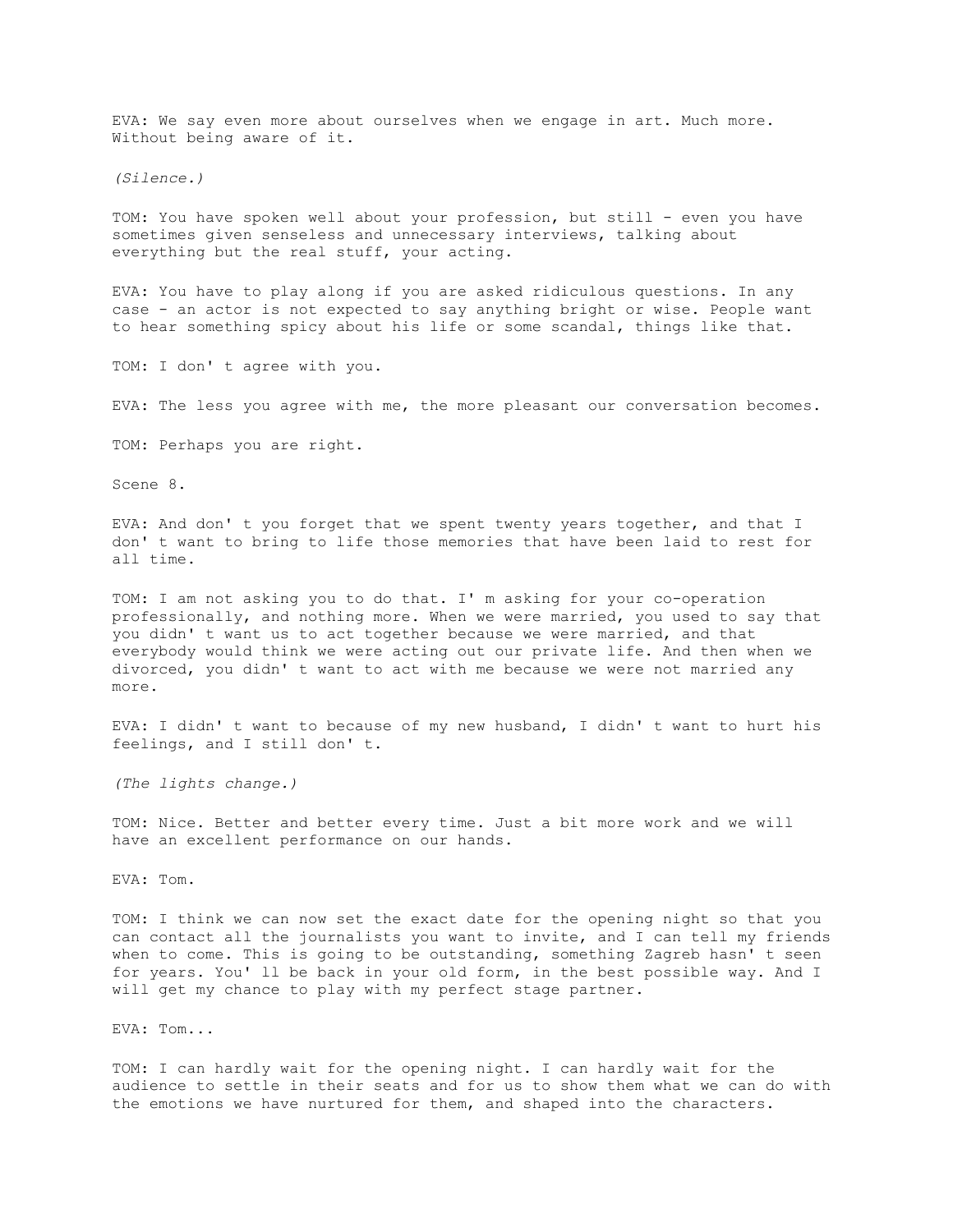EVA: We say even more about ourselves when we engage in art. Much more. Without being aware of it.

*(Silence.)*

TOM: You have spoken well about your profession, but still - even you have sometimes given senseless and unnecessary interviews, talking about everything but the real stuff, your acting.

EVA: You have to play along if you are asked ridiculous questions. In any case - an actor is not expected to say anything bright or wise. People want to hear something spicy about his life or some scandal, things like that.

TOM: I don' t agree with you.

EVA: The less you agree with me, the more pleasant our conversation becomes.

TOM: Perhaps you are right.

Scene 8.

EVA: And don' t you forget that we spent twenty years together, and that I don' t want to bring to life those memories that have been laid to rest for all time.

TOM: I am not asking you to do that. I' m asking for your co-operation professionally, and nothing more. When we were married, you used to say that you didn' t want us to act together because we were married, and that everybody would think we were acting out our private life. And then when we divorced, you didn' t want to act with me because we were not married any more.

EVA: I didn' t want to because of my new husband, I didn' t want to hurt his feelings, and I still don' t.

*(The lights change.)*

TOM: Nice. Better and better every time. Just a bit more work and we will have an excellent performance on our hands.

EVA: Tom.

TOM: I think we can now set the exact date for the opening night so that you can contact all the journalists you want to invite, and I can tell my friends when to come. This is going to be outstanding, something Zagreb hasn' t seen for years. You' ll be back in your old form, in the best possible way. And I will get my chance to play with my perfect stage partner.

EVA: Tom...

TOM: I can hardly wait for the opening night. I can hardly wait for the audience to settle in their seats and for us to show them what we can do with the emotions we have nurtured for them, and shaped into the characters.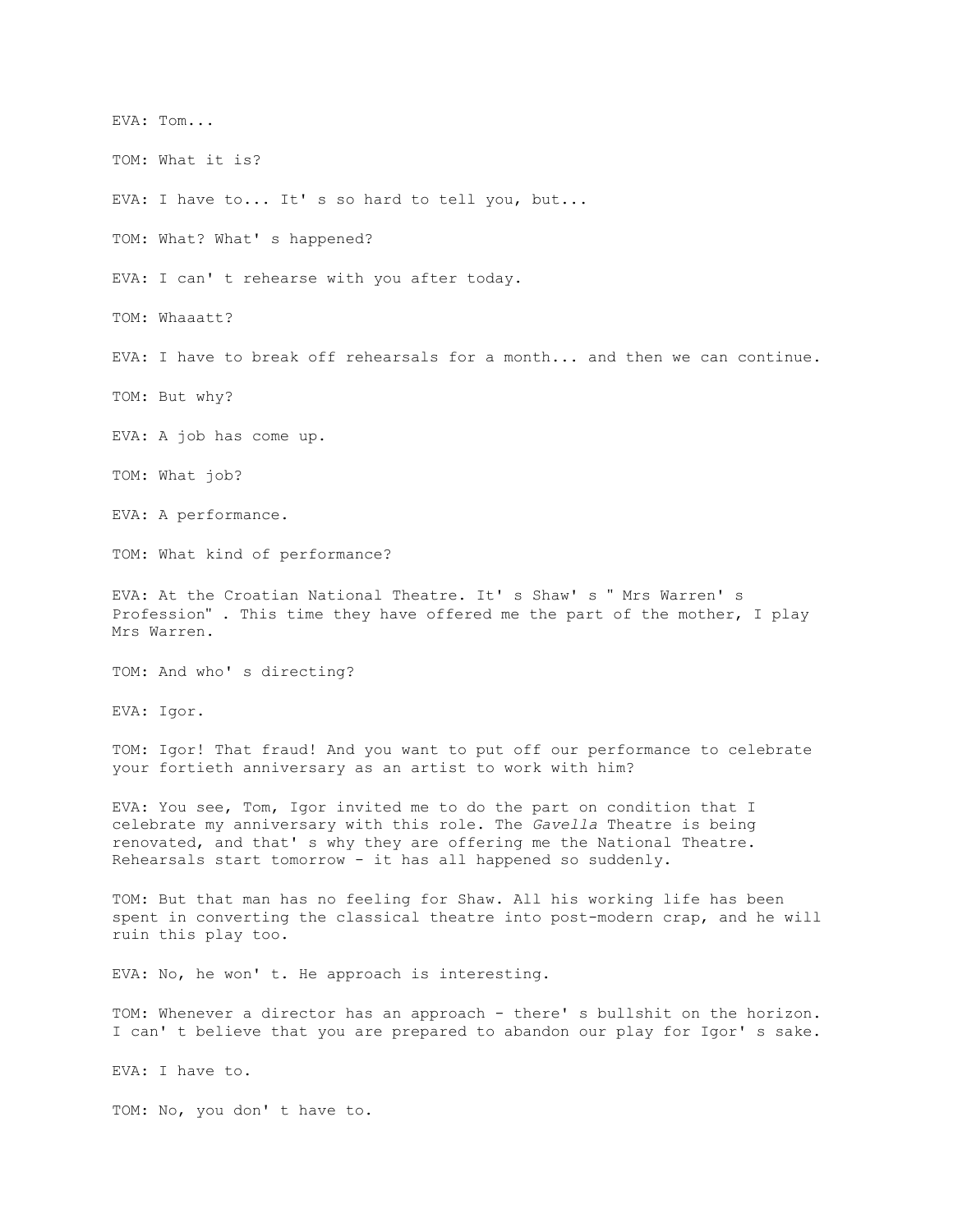EVA: Tom...

TOM: What it is?

EVA: I have to... It' s so hard to tell you, but...

TOM: What? What' s happened?

EVA: I can' t rehearse with you after today.

TOM: Whaaatt?

EVA: I have to break off rehearsals for a month... and then we can continue.

TOM: But why?

EVA: A job has come up.

TOM: What job?

EVA: A performance.

TOM: What kind of performance?

EVA: At the Croatian National Theatre. It' s Shaw' s " Mrs Warren' s Profession" . This time they have offered me the part of the mother, I play Mrs Warren.

TOM: And who' s directing?

EVA: Igor.

TOM: Igor! That fraud! And you want to put off our performance to celebrate your fortieth anniversary as an artist to work with him?

EVA: You see, Tom, Igor invited me to do the part on condition that I celebrate my anniversary with this role. The *Gavella* Theatre is being renovated, and that' s why they are offering me the National Theatre. Rehearsals start tomorrow - it has all happened so suddenly.

TOM: But that man has no feeling for Shaw. All his working life has been spent in converting the classical theatre into post-modern crap, and he will ruin this play too.

EVA: No, he won' t. He approach is interesting.

TOM: Whenever a director has an approach - there' s bullshit on the horizon. I can' t believe that you are prepared to abandon our play for Igor' s sake.

EVA: I have to.

TOM: No, you don' t have to.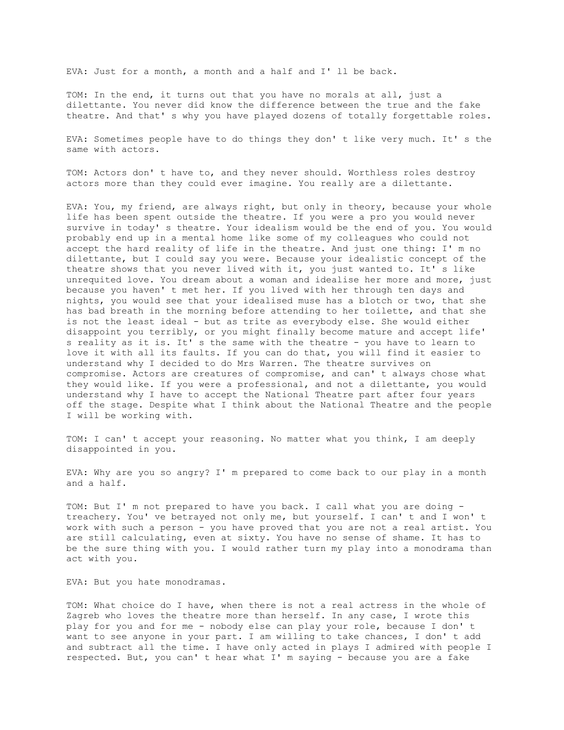EVA: Just for a month, a month and a half and I' ll be back.

TOM: In the end, it turns out that you have no morals at all, just a dilettante. You never did know the difference between the true and the fake theatre. And that' s why you have played dozens of totally forgettable roles.

EVA: Sometimes people have to do things they don' t like very much. It' s the same with actors.

TOM: Actors don' t have to, and they never should. Worthless roles destroy actors more than they could ever imagine. You really are a dilettante.

EVA: You, my friend, are always right, but only in theory, because your whole life has been spent outside the theatre. If you were a pro you would never survive in today' s theatre. Your idealism would be the end of you. You would probably end up in a mental home like some of my colleagues who could not accept the hard reality of life in the theatre. And just one thing: I' m no dilettante, but I could say you were. Because your idealistic concept of the theatre shows that you never lived with it, you just wanted to. It' s like unrequited love. You dream about a woman and idealise her more and more, just because you haven' t met her. If you lived with her through ten days and nights, you would see that your idealised muse has a blotch or two, that she has bad breath in the morning before attending to her toilette, and that she is not the least ideal - but as trite as everybody else. She would either disappoint you terribly, or you might finally become mature and accept life' s reality as it is. It' s the same with the theatre - you have to learn to love it with all its faults. If you can do that, you will find it easier to understand why I decided to do Mrs Warren. The theatre survives on compromise. Actors are creatures of compromise, and can' t always chose what they would like. If you were a professional, and not a dilettante, you would understand why I have to accept the National Theatre part after four years off the stage. Despite what I think about the National Theatre and the people I will be working with.

TOM: I can' t accept your reasoning. No matter what you think, I am deeply disappointed in you.

EVA: Why are you so angry? I' m prepared to come back to our play in a month and a half.

TOM: But I' m not prepared to have you back. I call what you are doing - treachery. You' ve betrayed not only me, but yourself. I can' t and I won' t work with such a person - you have proved that you are not a real artist. You are still calculating, even at sixty. You have no sense of shame. It has to be the sure thing with you. I would rather turn my play into a monodrama than act with you.

EVA: But you hate monodramas.

TOM: What choice do I have, when there is not a real actress in the whole of Zagreb who loves the theatre more than herself. In any case, I wrote this play for you and for me - nobody else can play your role, because I don' t want to see anyone in your part. I am willing to take chances, I don' t add and subtract all the time. I have only acted in plays I admired with people I respected. But, you can' t hear what I' m saying - because you are a fake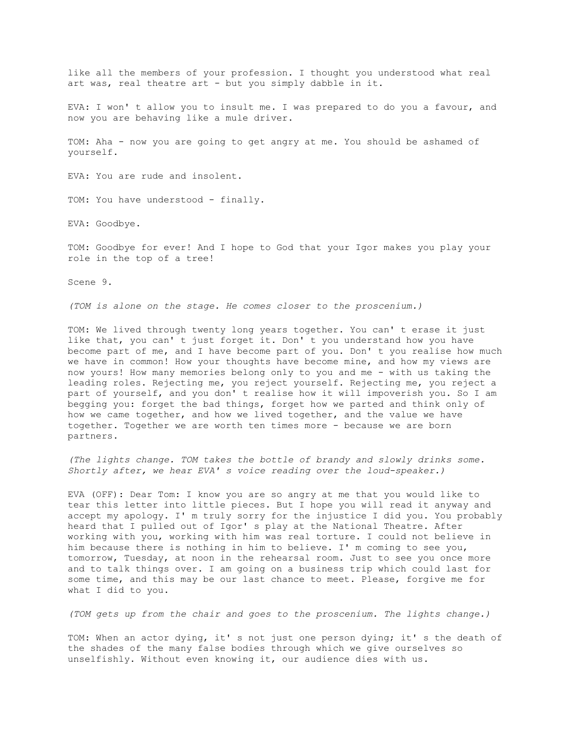like all the members of your profession. I thought you understood what real art was, real theatre art - but you simply dabble in it.

EVA: I won' t allow you to insult me. I was prepared to do you a favour, and now you are behaving like a mule driver.

TOM: Aha - now you are going to get angry at me. You should be ashamed of yourself.

EVA: You are rude and insolent.

TOM: You have understood - finally.

EVA: Goodbye.

TOM: Goodbye for ever! And I hope to God that your Igor makes you play your role in the top of a tree!

Scene 9.

*(TOM is alone on the stage. He comes closer to the proscenium.)*

TOM: We lived through twenty long years together. You can' t erase it just like that, you can' t just forget it. Don' t you understand how you have become part of me, and I have become part of you. Don' t you realise how much we have in common! How your thoughts have become mine, and how my views are now yours! How many memories belong only to you and me - with us taking the leading roles. Rejecting me, you reject yourself. Rejecting me, you reject a part of yourself, and you don' t realise how it will impoverish you. So I am begging you: forget the bad things, forget how we parted and think only of how we came together, and how we lived together, and the value we have together. Together we are worth ten times more - because we are born partners.

*(The lights change. TOM takes the bottle of brandy and slowly drinks some. Shortly after, we hear EVA' s voice reading over the loud-speaker.)*

EVA (OFF): Dear Tom: I know you are so angry at me that you would like to tear this letter into little pieces. But I hope you will read it anyway and accept my apology. I' m truly sorry for the injustice I did you. You probably heard that I pulled out of Igor' s play at the National Theatre. After working with you, working with him was real torture. I could not believe in him because there is nothing in him to believe. I' m coming to see you, tomorrow, Tuesday, at noon in the rehearsal room. Just to see you once more and to talk things over. I am going on a business trip which could last for some time, and this may be our last chance to meet. Please, forgive me for what I did to you.

*(TOM gets up from the chair and goes to the proscenium. The lights change.)*

TOM: When an actor dying, it' s not just one person dying; it' s the death of the shades of the many false bodies through which we give ourselves so unselfishly. Without even knowing it, our audience dies with us.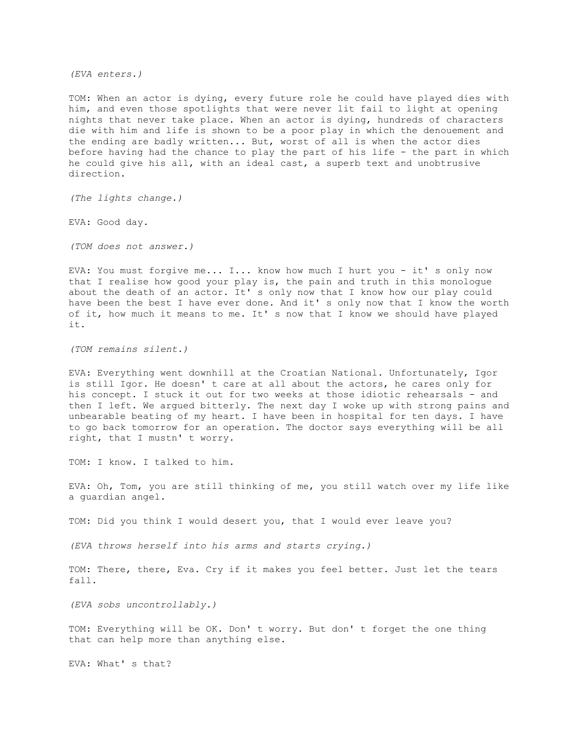*(EVA enters.)*

TOM: When an actor is dying, every future role he could have played dies with him, and even those spotlights that were never lit fail to light at opening nights that never take place. When an actor is dying, hundreds of characters die with him and life is shown to be a poor play in which the denouement and the ending are badly written... But, worst of all is when the actor dies before having had the chance to play the part of his life - the part in which he could give his all, with an ideal cast, a superb text and unobtrusive direction.

*(The lights change.)*

EVA: Good day.

*(TOM does not answer.)*

EVA: You must forgive me... I... know how much I hurt you - it' s only now that I realise how good your play is, the pain and truth in this monologue about the death of an actor. It' s only now that I know how our play could have been the best I have ever done. And it' s only now that I know the worth of it, how much it means to me. It' s now that I know we should have played it.

*(TOM remains silent.)*

EVA: Everything went downhill at the Croatian National. Unfortunately, Igor is still Igor. He doesn' t care at all about the actors, he cares only for his concept. I stuck it out for two weeks at those idiotic rehearsals - and then I left. We argued bitterly. The next day I woke up with strong pains and unbearable beating of my heart. I have been in hospital for ten days. I have to go back tomorrow for an operation. The doctor says everything will be all right, that I mustn' t worry.

TOM: I know. I talked to him.

EVA: Oh, Tom, you are still thinking of me, you still watch over my life like a guardian angel.

TOM: Did you think I would desert you, that I would ever leave you?

*(EVA throws herself into his arms and starts crying.)*

TOM: There, there, Eva. Cry if it makes you feel better. Just let the tears fall.

*(EVA sobs uncontrollably.)*

TOM: Everything will be OK. Don' t worry. But don' t forget the one thing that can help more than anything else.

EVA: What' s that?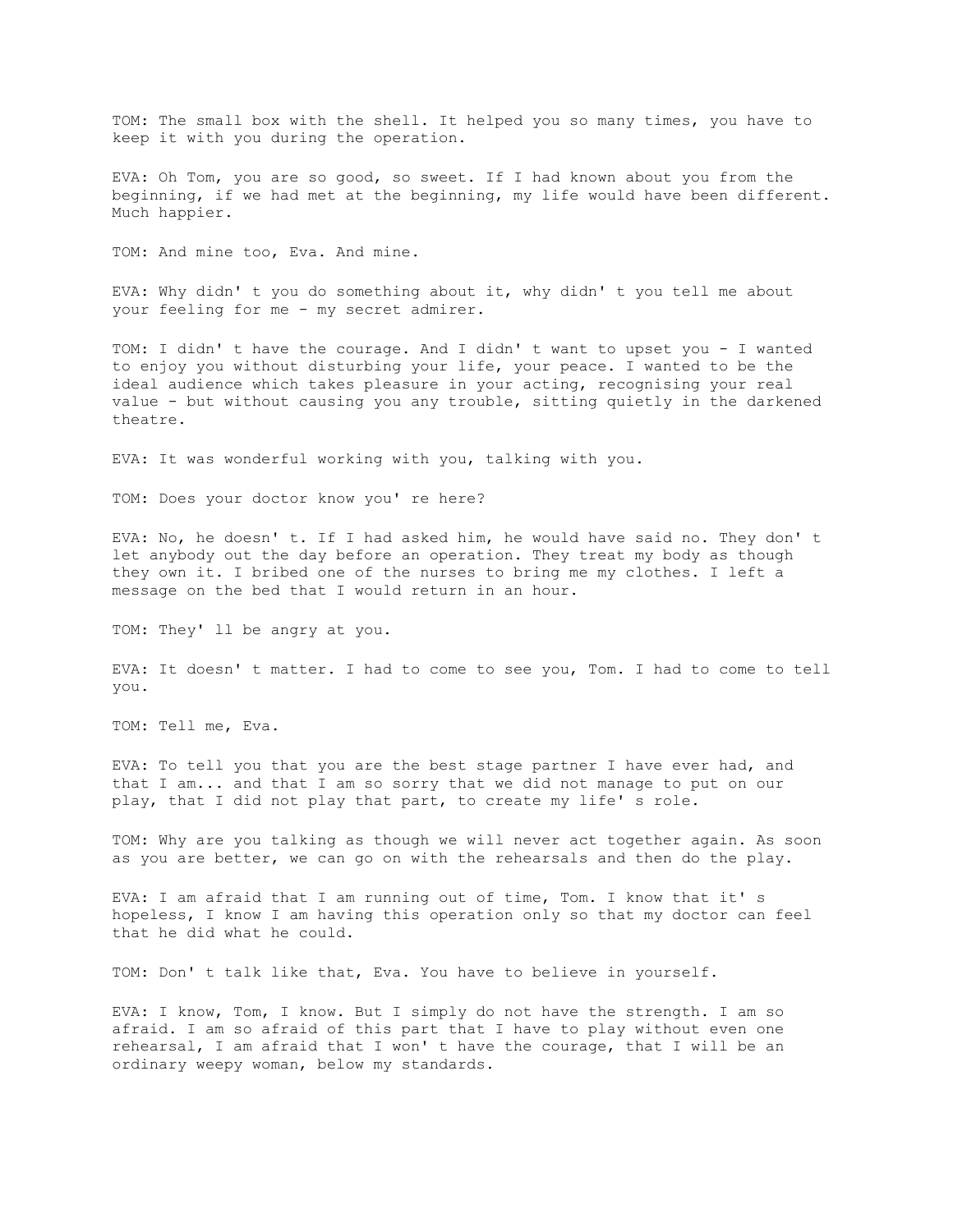TOM: The small box with the shell. It helped you so many times, you have to keep it with you during the operation.

EVA: Oh Tom, you are so good, so sweet. If I had known about you from the beginning, if we had met at the beginning, my life would have been different. Much happier.

TOM: And mine too, Eva. And mine.

EVA: Why didn' t you do something about it, why didn' t you tell me about your feeling for me - my secret admirer.

TOM: I didn' t have the courage. And I didn' t want to upset you - I wanted to enjoy you without disturbing your life, your peace. I wanted to be the ideal audience which takes pleasure in your acting, recognising your real value - but without causing you any trouble, sitting quietly in the darkened theatre.

EVA: It was wonderful working with you, talking with you.

TOM: Does your doctor know you' re here?

EVA: No, he doesn' t. If I had asked him, he would have said no. They don' t let anybody out the day before an operation. They treat my body as though they own it. I bribed one of the nurses to bring me my clothes. I left a message on the bed that I would return in an hour.

TOM: They' ll be angry at you.

EVA: It doesn' t matter. I had to come to see you, Tom. I had to come to tell you.

TOM: Tell me, Eva.

EVA: To tell you that you are the best stage partner I have ever had, and that I am... and that I am so sorry that we did not manage to put on our play, that I did not play that part, to create my life' s role.

TOM: Why are you talking as though we will never act together again. As soon as you are better, we can go on with the rehearsals and then do the play.

EVA: I am afraid that I am running out of time, Tom. I know that it' s hopeless, I know I am having this operation only so that my doctor can feel that he did what he could.

TOM: Don' t talk like that, Eva. You have to believe in yourself.

EVA: I know, Tom, I know. But I simply do not have the strength. I am so afraid. I am so afraid of this part that I have to play without even one rehearsal, I am afraid that I won' t have the courage, that I will be an ordinary weepy woman, below my standards.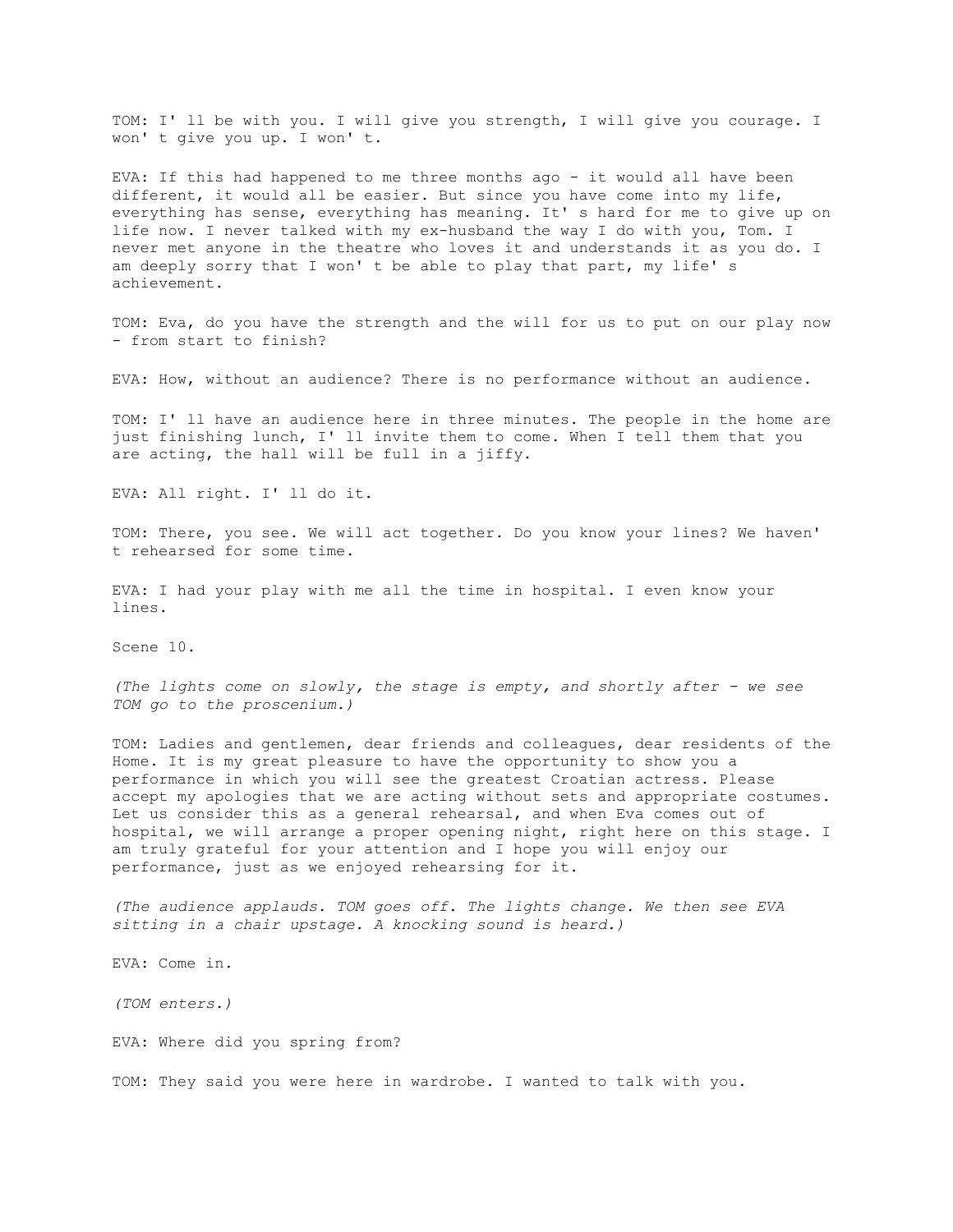TOM: I' ll be with you. I will give you strength, I will give you courage. I won' t give you up. I won' t.

EVA: If this had happened to me three months ago - it would all have been different, it would all be easier. But since you have come into my life, everything has sense, everything has meaning. It' s hard for me to give up on life now. I never talked with my ex-husband the way I do with you, Tom. I never met anyone in the theatre who loves it and understands it as you do. I am deeply sorry that I won' t be able to play that part, my life' s achievement.

TOM: Eva, do you have the strength and the will for us to put on our play now - from start to finish?

EVA: How, without an audience? There is no performance without an audience.

TOM: I' ll have an audience here in three minutes. The people in the home are just finishing lunch, I' ll invite them to come. When I tell them that you are acting, the hall will be full in a jiffy.

EVA: All right. I' ll do it.

TOM: There, you see. We will act together. Do you know your lines? We haven' t rehearsed for some time.

EVA: I had your play with me all the time in hospital. I even know your lines.

Scene 10.

*(The lights come on slowly, the stage is empty, and shortly after - we see TOM go to the proscenium.)*

TOM: Ladies and gentlemen, dear friends and colleagues, dear residents of the Home. It is my great pleasure to have the opportunity to show you a performance in which you will see the greatest Croatian actress. Please accept my apologies that we are acting without sets and appropriate costumes. Let us consider this as a general rehearsal, and when Eva comes out of hospital, we will arrange a proper opening night, right here on this stage. I am truly grateful for your attention and I hope you will enjoy our performance, just as we enjoyed rehearsing for it.

*(The audience applauds. TOM goes off. The lights change. We then see EVA sitting in a chair upstage. A knocking sound is heard.)*

EVA: Come in.

*(TOM enters.)*

EVA: Where did you spring from?

TOM: They said you were here in wardrobe. I wanted to talk with you.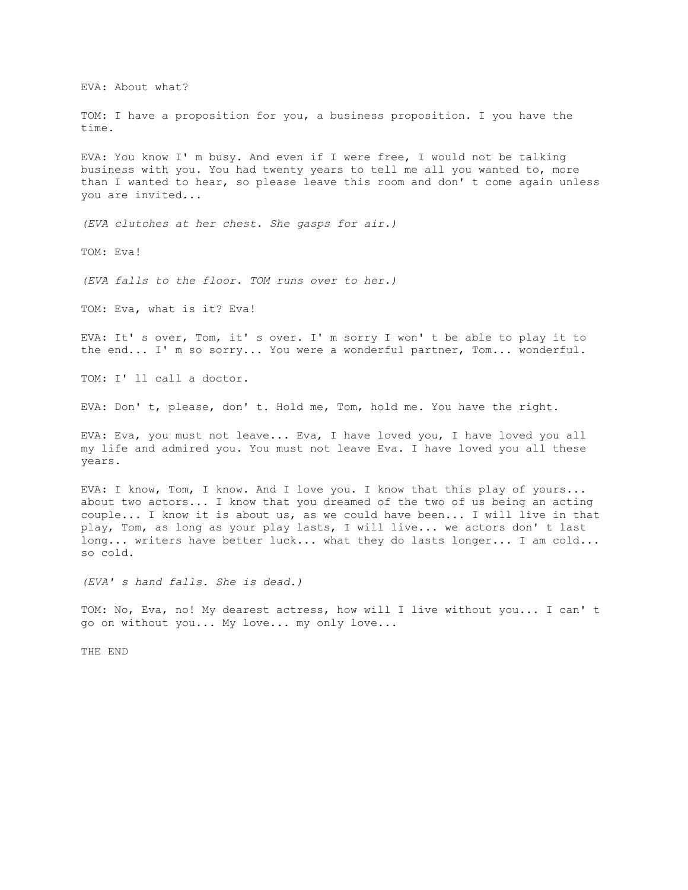EVA: About what?

TOM: I have a proposition for you, a business proposition. I you have the time.

EVA: You know I' m busy. And even if I were free, I would not be talking business with you. You had twenty years to tell me all you wanted to, more than I wanted to hear, so please leave this room and don' t come again unless you are invited...

*(EVA clutches at her chest. She gasps for air.)*

TOM: Eva!

*(EVA falls to the floor. TOM runs over to her.)*

TOM: Eva, what is it? Eva!

EVA: It' s over, Tom, it' s over. I' m sorry I won' t be able to play it to the end... I' m so sorry... You were a wonderful partner, Tom... wonderful.

TOM: I' ll call a doctor.

EVA: Don' t, please, don' t. Hold me, Tom, hold me. You have the right.

EVA: Eva, you must not leave... Eva, I have loved you, I have loved you all my life and admired you. You must not leave Eva. I have loved you all these years.

EVA: I know, Tom, I know. And I love you. I know that this play of yours... about two actors... I know that you dreamed of the two of us being an acting couple... I know it is about us, as we could have been... I will live in that play, Tom, as long as your play lasts, I will live... we actors don' t last long... writers have better luck... what they do lasts longer... I am cold... so cold.

*(EVA' s hand falls. She is dead.)*

TOM: No, Eva, no! My dearest actress, how will I live without you... I can' t go on without you... My love... my only love...

THE END